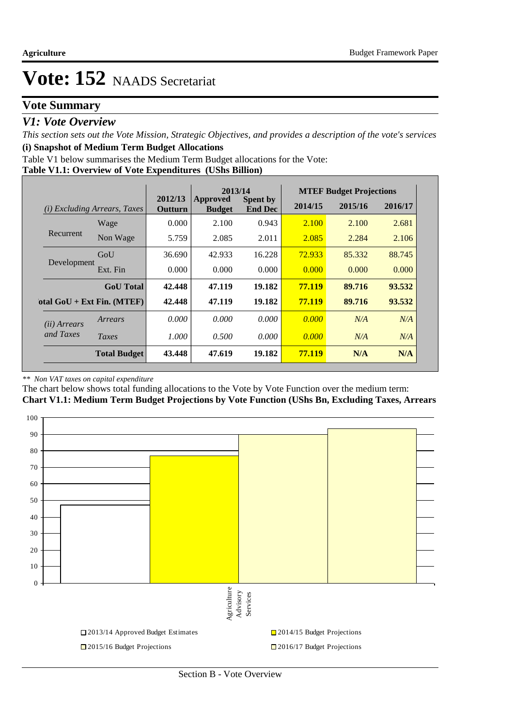# Vote: 152 NAADS Secretariat

## Vote Summary

### *V1: Vote Overview*

*This section sets out the Vote Mission, Strategic Objectives, and provides a description of the vote's services*

**(i) Snapshot of Medium Term Budget Allocations**

Table V1 below summarises the Medium Term Budget allocations for the Vote:

**Table V1.1: Overview of Vote Expenditures (UShs Billion)**

| *(i) Excluding Arrears, Taxes* | | 2012/13 Outturn | 2013/14 Approved Budget | 2013/14 Spent by End Dec | MTEF Budget Projections 2014/15 | 2015/16 | 2016/17 |
|---|---|---|---|---|---|---|---|
| Recurrent | Wage | 0.000 | 2.100 | 0.943 | 2.100 | 2.100 | 2.681 |
| | Non Wage | 5.759 | 2.085 | 2.011 | 2.085 | 2.284 | 2.106 |
| Development | GoU | 36.690 | 42.933 | 16.228 | 72.933 | 85.332 | 88.745 |
| | Ext. Fin | 0.000 | 0.000 | 0.000 | 0.000 | 0.000 | 0.000 |
| | **GoU Total** | **42.448** | **47.119** | **19.182** | **77.119** | **89.716** | **93.532** |
| **Total GoU + Ext Fin. (MTEF)** | | **42.448** | **47.119** | **19.182** | **77.119** | **89.716** | **93.532** |
| *(ii) Arrears and Taxes* | *Arrears* | *0.000* | *0.000* | *0.000* | *0.000* | *N/A* | *N/A* |
| | *Taxes* | *1.000* | *0.500* | *0.000* | *0.000* | *N/A* | *N/A* |
| | **Total Budget** | **43.448** | **47.619** | **19.182** | **77.119** | **N/A** | **N/A** |

*\** Non VAT taxes on capital expenditure*

The chart below shows total funding allocations to the Vote by Vote Function over the medium term:

**Chart V1.1: Medium Term Budget Projections by Vote Function (UShs Bn, Excluding Taxes, Arrears**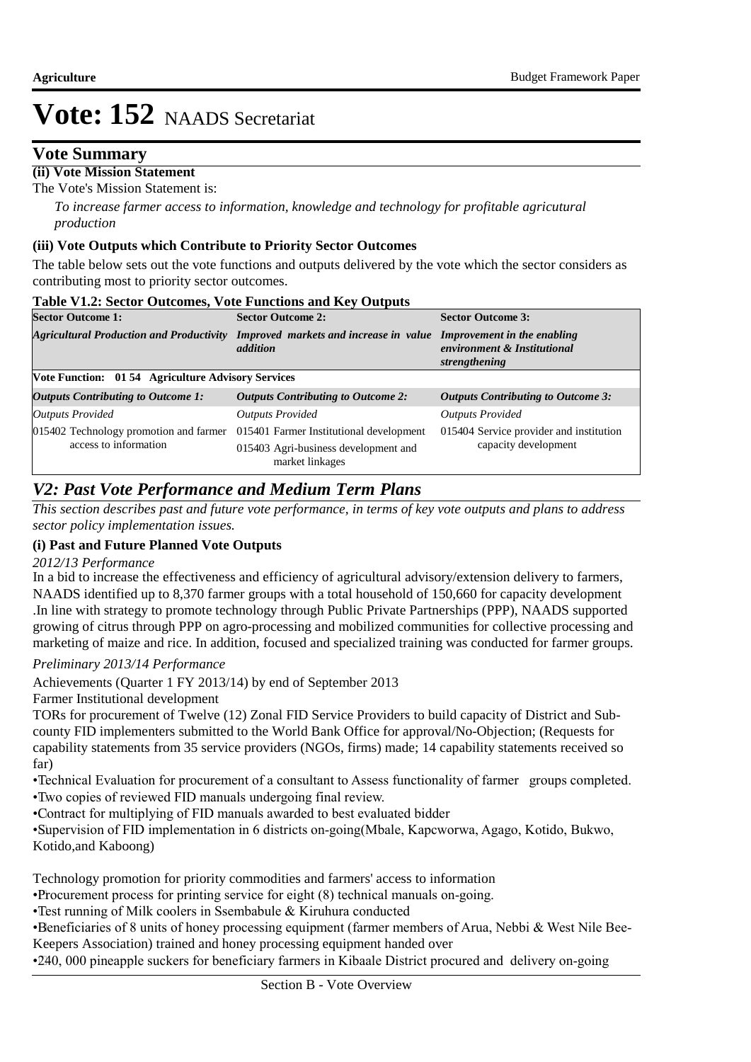# Vote: 152 NAADS Secretariat

## Vote Summary

**(ii) Vote Mission Statement**

The Vote's Mission Statement is:

*To increase farmer access to information, knowledge and technology for profitable agricutural production*

**(iii) Vote Outputs which Contribute to Priority Sector Outcomes**

The table below sets out the vote functions and outputs delivered by the vote which the sector considers as contributing most to priority sector outcomes.

**Table V1.2: Sector Outcomes, Vote Functions and Key Outputs**

| **Sector Outcome 1:** | **Sector Outcome 2:** | **Sector Outcome 3:** |
|---|---|---|
| ***Agricultural Production and Productivity*** | ***Improved markets and increase in value addition*** | ***Improvement in the enabling environment & Institutional strengthening*** |
| **Vote Function: 01 54 Agriculture Advisory Services** | | |
| ***Outputs Contributing to Outcome 1:*** | ***Outputs Contributing to Outcome 2:*** | ***Outputs Contributing to Outcome 3:*** |
| *Outputs Provided* | *Outputs Provided* | *Outputs Provided* |
| 015402 Technology promotion and farmer access to information | 015401 Farmer Institutional development<br>015403 Agri-business development and market linkages | 015404 Service provider and institution capacity development |

## *V2: Past Vote Performance and Medium Term Plans*

*This section describes past and future vote performance, in terms of key vote outputs and plans to address sector policy implementation issues.*

**(i) Past and Future Planned Vote Outputs**

*2012/13 Performance*

In a bid to increase the effectiveness and efficiency of agricultural advisory/extension delivery to farmers, NAADS identified up to 8,370 farmer groups with a total household of 150,660 for capacity development .In line with strategy to promote technology through Public Private Partnerships (PPP), NAADS supported growing of citrus through PPP on agro-processing and mobilized communities for collective processing and marketing of maize and rice. In addition, focused and specialized training was conducted for farmer groups.

*Preliminary 2013/14 Performance*

Achievements (Quarter 1 FY 2013/14) by end of September 2013

Farmer Institutional development

TORs for procurement of Twelve (12) Zonal FID Service Providers to build capacity of District and Sub-county FID implementers submitted to the World Bank Office for approval/No-Objection; (Requests for capability statements from 35 service providers (NGOs, firms) made; 14 capability statements received so far)

•Technical Evaluation for procurement of a consultant to Assess functionality of farmer groups completed.
•Two copies of reviewed FID manuals undergoing final review.
•Contract for multiplying of FID manuals awarded to best evaluated bidder
•Supervision of FID implementation in 6 districts on-going(Mbale, Kapcworwa, Agago, Kotido, Bukwo, Kotido,and Kaboong)

Technology promotion for priority commodities and farmers' access to information
•Procurement process for printing service for eight (8) technical manuals on-going.
•Test running of Milk coolers in Ssembabule & Kiruhura conducted
•Beneficiaries of 8 units of honey processing equipment (farmer members of Arua, Nebbi & West Nile Bee-Keepers Association) trained and honey processing equipment handed over
•240, 000 pineapple suckers for beneficiary farmers in Kibaale District procured and delivery on-going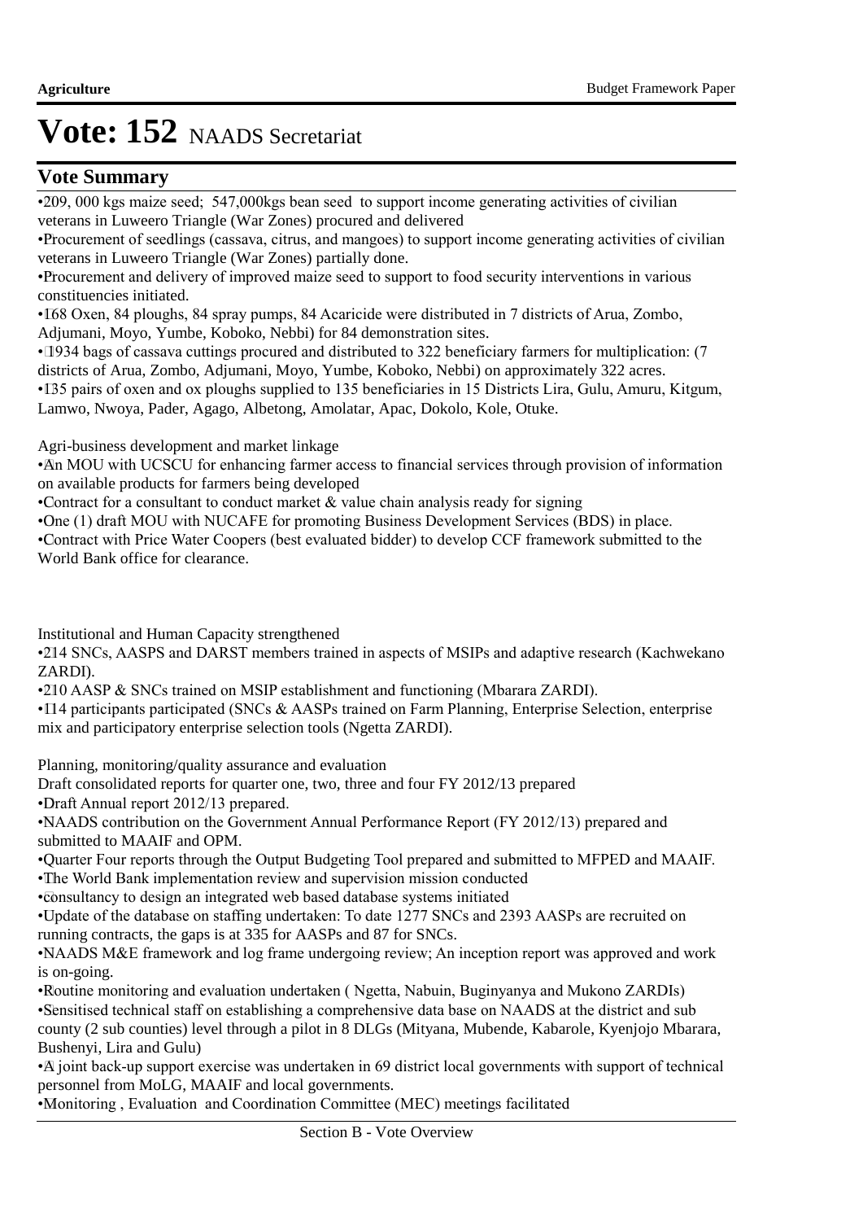# Vote: 152 NAADS Secretariat

## Vote Summary

- 209, 000 kgs maize seed; 547,000kgs bean seed to support income generating activities of civilian veterans in Luweero Triangle (War Zones) procured and delivered
- Procurement of seedlings (cassava, citrus, and mangoes) to support income generating activities of civilian veterans in Luweero Triangle (War Zones) partially done.
- Procurement and delivery of improved maize seed to support to food security interventions in various constituencies initiated.
- 168 Oxen, 84 ploughs, 84 spray pumps, 84 Acaricide were distributed in 7 districts of Arua, Zombo, Adjumani, Moyo, Yumbe, Koboko, Nebbi) for 84 demonstration sites.
- 1934 bags of cassava cuttings procured and distributed to 322 beneficiary farmers for multiplication: (7 districts of Arua, Zombo, Adjumani, Moyo, Yumbe, Koboko, Nebbi) on approximately 322 acres.
- 135 pairs of oxen and ox ploughs supplied to 135 beneficiaries in 15 Districts Lira, Gulu, Amuru, Kitgum, Lamwo, Nwoya, Pader, Agago, Albetong, Amolatar, Apac, Dokolo, Kole, Otuke.

Agri-business development and market linkage

- An MOU with UCSCU for enhancing farmer access to financial services through provision of information on available products for farmers being developed
- Contract for a consultant to conduct market & value chain analysis ready for signing
- One (1) draft MOU with NUCAFE for promoting Business Development Services (BDS) in place.
- Contract with Price Water Coopers (best evaluated bidder) to develop CCF framework submitted to the World Bank office for clearance.

Institutional and Human Capacity strengthened

- 214 SNCs, AASPS and DARST members trained in aspects of MSIPs and adaptive research (Kachwekano ZARDI).
- 210 AASP & SNCs trained on MSIP establishment and functioning (Mbarara ZARDI).
- 114 participants participated (SNCs & AASPs trained on Farm Planning, Enterprise Selection, enterprise mix and participatory enterprise selection tools (Ngetta ZARDI).

Planning, monitoring/quality assurance and evaluation

Draft consolidated reports for quarter one, two, three and four FY 2012/13 prepared

- Draft Annual report 2012/13 prepared.
- NAADS contribution on the Government Annual Performance Report (FY 2012/13) prepared and submitted to MAAIF and OPM.
- Quarter Four reports through the Output Budgeting Tool prepared and submitted to MFPED and MAAIF.
- The World Bank implementation review and supervision mission conducted
- consultancy to design an integrated web based database systems initiated
- Update of the database on staffing undertaken: To date 1277 SNCs and 2393 AASPs are recruited on running contracts, the gaps is at 335 for AASPs and 87 for SNCs.
- NAADS M&E framework and log frame undergoing review; An inception report was approved and work is on-going.
- Routine monitoring and evaluation undertaken ( Ngetta, Nabuin, Buginyanya and Mukono ZARDIs)
- Sensitised technical staff on establishing a comprehensive data base on NAADS at the district and sub county (2 sub counties) level through a pilot in 8 DLGs (Mityana, Mubende, Kabarole, Kyenjojo Mbarara, Bushenyi, Lira and Gulu)
- A joint back-up support exercise was undertaken in 69 district local governments with support of technical personnel from MoLG, MAAIF and local governments.
- Monitoring , Evaluation and Coordination Committee (MEC) meetings facilitated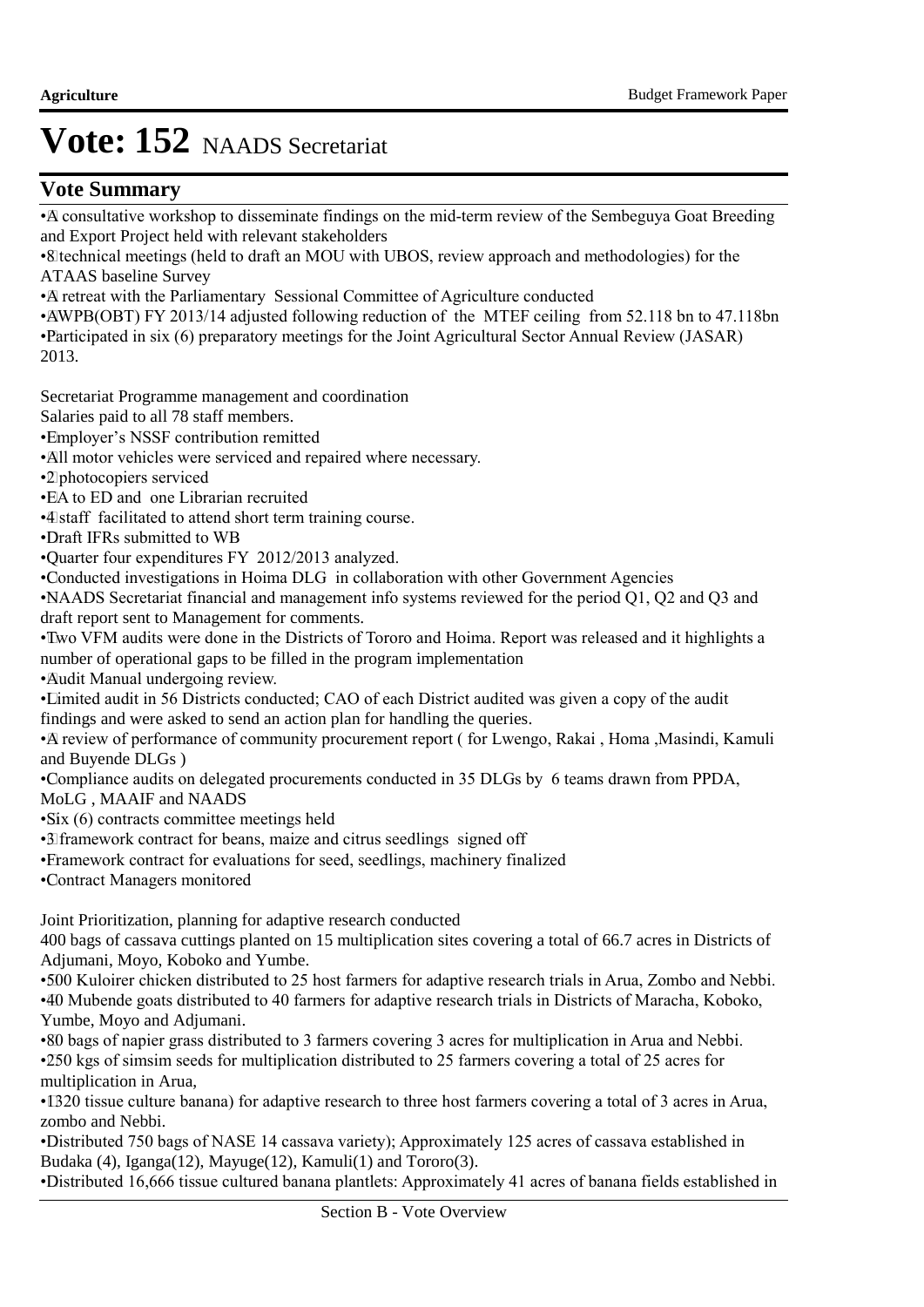# Vote: 152 NAADS Secretariat

## Vote Summary

- A consultative workshop to disseminate findings on the mid-term review of the Sembeguya Goat Breeding and Export Project held with relevant stakeholders
- 8 technical meetings (held to draft an MOU with UBOS, review approach and methodologies) for the ATAAS baseline Survey
- A retreat with the Parliamentary Sessional Committee of Agriculture conducted
- AWPB(OBT) FY 2013/14 adjusted following reduction of the MTEF ceiling from 52.118 bn to 47.118bn
- Participated in six (6) preparatory meetings for the Joint Agricultural Sector Annual Review (JASAR) 2013.

Secretariat Programme management and coordination
Salaries paid to all 78 staff members.

- Employer's NSSF contribution remitted
- All motor vehicles were serviced and repaired where necessary.
- 2 photocopiers serviced
- EA to ED and one Librarian recruited
- 4 staff facilitated to attend short term training course.
- Draft IFRs submitted to WB
- Quarter four expenditures FY 2012/2013 analyzed.
- Conducted investigations in Hoima DLG in collaboration with other Government Agencies
- NAADS Secretariat financial and management info systems reviewed for the period Q1, Q2 and Q3 and draft report sent to Management for comments.
- Two VFM audits were done in the Districts of Tororo and Hoima. Report was released and it highlights a number of operational gaps to be filled in the program implementation
- Audit Manual undergoing review.
- Limited audit in 56 Districts conducted; CAO of each District audited was given a copy of the audit findings and were asked to send an action plan for handling the queries.
- A review of performance of community procurement report ( for Lwengo, Rakai , Homa ,Masindi, Kamuli and Buyende DLGs )
- Compliance audits on delegated procurements conducted in 35 DLGs by 6 teams drawn from PPDA, MoLG , MAAIF and NAADS
- Six (6) contracts committee meetings held
- 3 framework contract for beans, maize and citrus seedlings signed off
- Framework contract for evaluations for seed, seedlings, machinery finalized
- Contract Managers monitored

Joint Prioritization, planning for adaptive research conducted
400 bags of cassava cuttings planted on 15 multiplication sites covering a total of 66.7 acres in Districts of Adjumani, Moyo, Koboko and Yumbe.

- 500 Kuloirer chicken distributed to 25 host farmers for adaptive research trials in Arua, Zombo and Nebbi.
- 40 Mubende goats distributed to 40 farmers for adaptive research trials in Districts of Maracha, Koboko, Yumbe, Moyo and Adjumani.
- 80 bags of napier grass distributed to 3 farmers covering 3 acres for multiplication in Arua and Nebbi.
- 250 kgs of simsim seeds for multiplication distributed to 25 farmers covering a total of 25 acres for multiplication in Arua,
- 1320 tissue culture banana) for adaptive research to three host farmers covering a total of 3 acres in Arua, zombo and Nebbi.
- Distributed 750 bags of NASE 14 cassava variety); Approximately 125 acres of cassava established in Budaka (4), Iganga(12), Mayuge(12), Kamuli(1) and Tororo(3).
- Distributed 16,666 tissue cultured banana plantlets: Approximately 41 acres of banana fields established in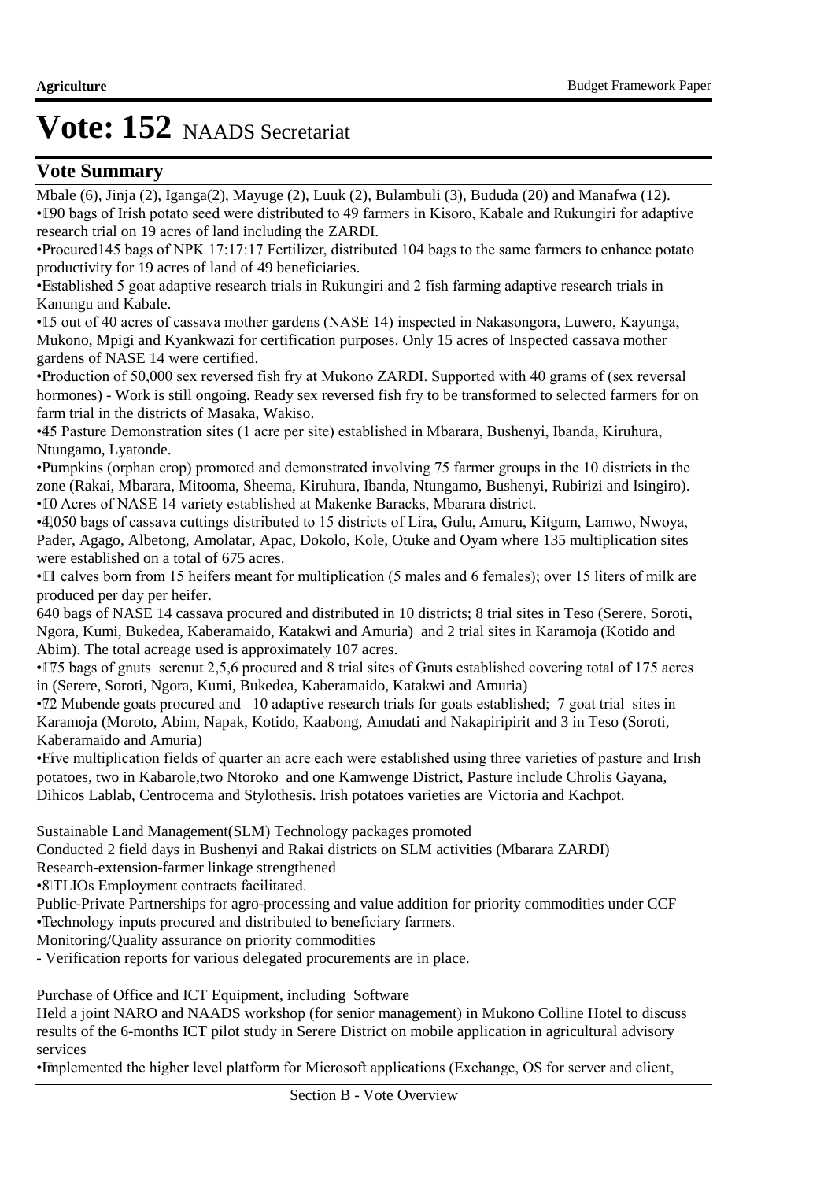# Vote: 152 NAADS Secretariat

## Vote Summary

Mbale (6), Jinja (2), Iganga(2), Mayuge (2), Luuk (2), Bulambuli (3), Bududa (20) and Manafwa (12).

•190 bags of Irish potato seed were distributed to 49 farmers in Kisoro, Kabale and Rukungiri for adaptive research trial on 19 acres of land including the ZARDI.

•Procured145 bags of NPK 17:17:17 Fertilizer, distributed 104 bags to the same farmers to enhance potato productivity for 19 acres of land of 49 beneficiaries.

•Established 5 goat adaptive research trials in Rukungiri and 2 fish farming adaptive research trials in Kanungu and Kabale.

•15 out of 40 acres of cassava mother gardens (NASE 14) inspected in Nakasongora, Luwero, Kayunga, Mukono, Mpigi and Kyankwazi for certification purposes. Only 15 acres of Inspected cassava mother gardens of NASE 14 were certified.

•Production of 50,000 sex reversed fish fry at Mukono ZARDI. Supported with 40 grams of (sex reversal hormones) - Work is still ongoing. Ready sex reversed fish fry to be transformed to selected farmers for on farm trial in the districts of Masaka, Wakiso.

•45 Pasture Demonstration sites (1 acre per site) established in Mbarara, Bushenyi, Ibanda, Kiruhura, Ntungamo, Lyatonde.

•Pumpkins (orphan crop) promoted and demonstrated involving 75 farmer groups in the 10 districts in the zone (Rakai, Mbarara, Mitooma, Sheema, Kiruhura, Ibanda, Ntungamo, Bushenyi, Rubirizi and Isingiro).

•10 Acres of NASE 14 variety established at Makenke Baracks, Mbarara district.

•4,050 bags of cassava cuttings distributed to 15 districts of Lira, Gulu, Amuru, Kitgum, Lamwo, Nwoya, Pader, Agago, Albetong, Amolatar, Apac, Dokolo, Kole, Otuke and Oyam where 135 multiplication sites were established on a total of 675 acres.

•11 calves born from 15 heifers meant for multiplication (5 males and 6 females); over 15 liters of milk are produced per day per heifer.

640 bags of NASE 14 cassava procured and distributed in 10 districts; 8 trial sites in Teso (Serere, Soroti, Ngora, Kumi, Bukedea, Kaberamaido, Katakwi and Amuria) and 2 trial sites in Karamoja (Kotido and Abim). The total acreage used is approximately 107 acres.

•175 bags of gnuts serenut 2,5,6 procured and 8 trial sites of Gnuts established covering total of 175 acres in (Serere, Soroti, Ngora, Kumi, Bukedea, Kaberamaido, Katakwi and Amuria)

•72 Mubende goats procured and 10 adaptive research trials for goats established; 7 goat trial sites in Karamoja (Moroto, Abim, Napak, Kotido, Kaabong, Amudati and Nakapiripirit and 3 in Teso (Soroti, Kaberamaido and Amuria)

•Five multiplication fields of quarter an acre each were established using three varieties of pasture and Irish potatoes, two in Kabarole,two Ntoroko and one Kamwenge District, Pasture include Chrolis Gayana, Dihicos Lablab, Centrocema and Stylothesis. Irish potatoes varieties are Victoria and Kachpot.

Sustainable Land Management(SLM) Technology packages promoted

Conducted 2 field days in Bushenyi and Rakai districts on SLM activities (Mbarara ZARDI)

Research-extension-farmer linkage strengthened

•8 TLIOs Employment contracts facilitated.

Public-Private Partnerships for agro-processing and value addition for priority commodities under CCF

•Technology inputs procured and distributed to beneficiary farmers.

Monitoring/Quality assurance on priority commodities

- Verification reports for various delegated procurements are in place.

Purchase of Office and ICT Equipment, including Software

Held a joint NARO and NAADS workshop (for senior management) in Mukono Colline Hotel to discuss results of the 6-months ICT pilot study in Serere District on mobile application in agricultural advisory services

•Implemented the higher level platform for Microsoft applications (Exchange, OS for server and client,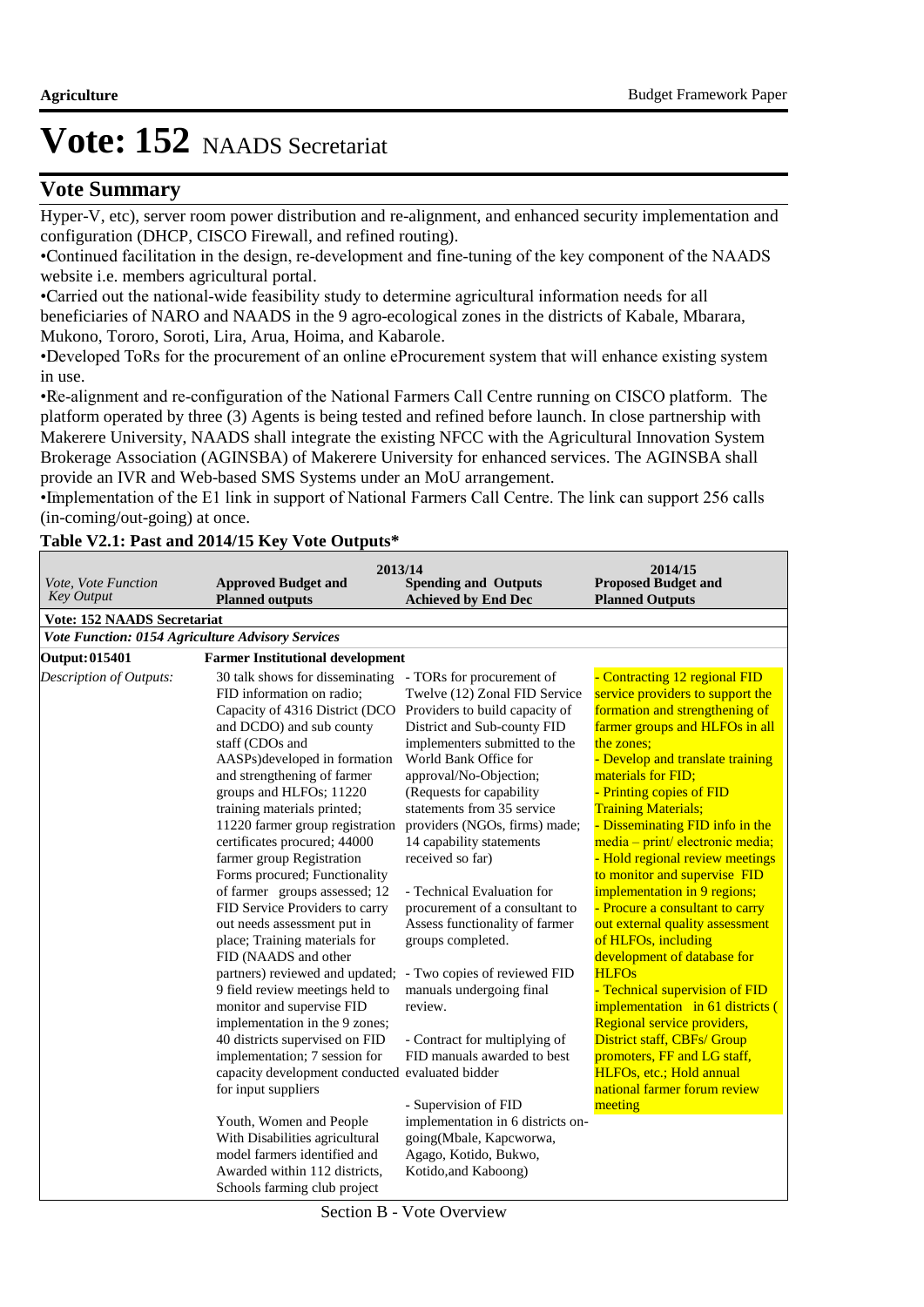# Vote: 152 NAADS Secretariat

## Vote Summary

Hyper-V, etc), server room power distribution and re-alignment, and enhanced security implementation and configuration (DHCP, CISCO Firewall, and refined routing).

•Continued facilitation in the design, re-development and fine-tuning of the key component of the NAADS website i.e. members agricultural portal.

•Carried out the national-wide feasibility study to determine agricultural information needs for all beneficiaries of NARO and NAADS in the 9 agro-ecological zones in the districts of Kabale, Mbarara, Mukono, Tororo, Soroti, Lira, Arua, Hoima, and Kabarole.

•Developed ToRs for the procurement of an online eProcurement system that will enhance existing system in use.

•Re-alignment and re-configuration of the National Farmers Call Centre running on CISCO platform. The platform operated by three (3) Agents is being tested and refined before launch. In close partnership with Makerere University, NAADS shall integrate the existing NFCC with the Agricultural Innovation System Brokerage Association (AGINSBA) of Makerere University for enhanced services. The AGINSBA shall provide an IVR and Web-based SMS Systems under an MoU arrangement.

•Implementation of the E1 link in support of National Farmers Call Centre. The link can support 256 calls (in-coming/out-going) at once.

**Table V2.1: Past and 2014/15 Key Vote Outputs***

| *Vote, Vote Function Key Output* | 2013/14 **Approved Budget and Planned outputs** | **Spending and Outputs Achieved by End Dec** | 2014/15 **Proposed Budget and Planned Outputs** |
|---|---|---|---|
| **Vote: 152 NAADS Secretariat** | | | |
| ***Vote Function: 0154 Agriculture Advisory Services*** | | | |
| **Output: 015401** | **Farmer Institutional development** | | |
| *Description of Outputs:* | 30 talk shows for disseminating FID information on radio; Capacity of 4316 District (DCO and DCDO) and sub county staff (CDOs and AASPs)developed in formation and strengthening of farmer groups and HLFOs; 11220 training materials printed; 11220 farmer group registration certificates procured; 44000 farmer group Registration Forms procured; Functionality of farmer groups assessed; 12 FID Service Providers to carry out needs assessment put in place; Training materials for FID (NAADS and other partners) reviewed and updated; 9 field review meetings held to monitor and supervise FID implementation in the 9 zones; 40 districts supervised on FID implementation; 7 session for capacity development conducted for input suppliers<br><br>Youth, Women and People With Disabilities agricultural model farmers identified and Awarded within 112 districts, Schools farming club project | - TORs for procurement of Twelve (12) Zonal FID Service Providers to build capacity of District and Sub-county FID implementers submitted to the World Bank Office for approval/No-Objection; (Requests for capability statements from 35 service providers (NGOs, firms) made; 14 capability statements received so far)<br><br>- Technical Evaluation for procurement of a consultant to Assess functionality of farmer groups completed.<br><br>- Two copies of reviewed FID manuals undergoing final review.<br><br>- Contract for multiplying of FID manuals awarded to best evaluated bidder<br><br>- Supervision of FID implementation in 6 districts on-going(Mbale, Kapcworwa, Agago, Kotido, Bukwo, Kotido,and Kaboong) | - Contracting 12 regional FID service providers to support the formation and strengthening of farmer groups and HLFOs in all the zones;<br>- Develop and translate training materials for FID;<br>- Printing copies of FID Training Materials;<br>- Disseminating FID info in the media – print/ electronic media;<br>- Hold regional review meetings to monitor and supervise FID implementation in 9 regions;<br>- Procure a consultant to carry out external quality assessment of HLFOs, including development of database for HLFOs<br>- Technical supervision of FID implementation in 61 districts ( Regional service providers, District staff, CBFs/ Group promoters, FF and LG staff, HLFOs, etc.; Hold annual national farmer forum review meeting |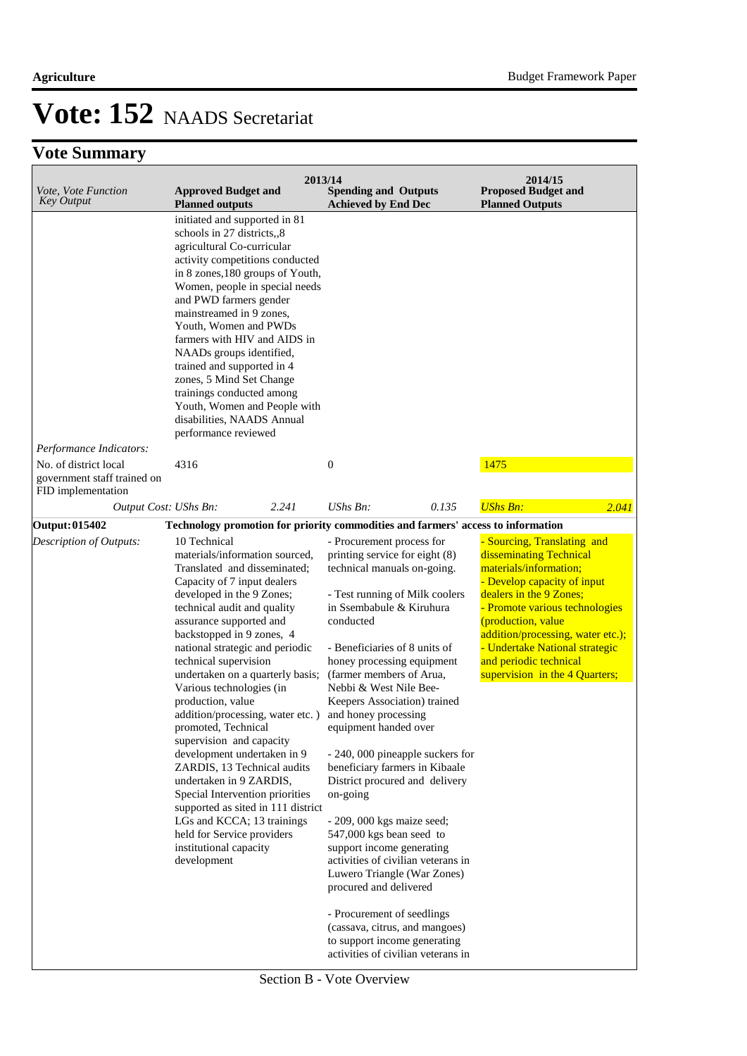# Vote: 152 NAADS Secretariat

## Vote Summary

| Vote, Vote Function Key Output | 2013/14 Approved Budget and Planned outputs | 2013/14 Spending and Outputs Achieved by End Dec | 2014/15 Proposed Budget and Planned Outputs |
|---|---|---|---|
| | initiated and supported in 81 schools in 27 districts,,8 agricultural Co-curricular activity competitions conducted in 8 zones,180 groups of Youth, Women, people in special needs and PWD farmers gender mainstreamed in 9 zones, Youth, Women and PWDs farmers with HIV and AIDS in NAADs groups identified, trained and supported in 4 zones, 5 Mind Set Change trainings conducted among Youth, Women and People with disabilities, NAADS Annual performance reviewed | | |
| *Performance Indicators:* | | | |
| No. of district local government staff trained on FID implementation | 4316 | 0 | 1475 |
| *Output Cost: UShs Bn:* | 2.241 | *UShs Bn:* 0.135 | *UShs Bn:* 2.041 |
| **Output: 015402** | **Technology promotion for priority commodities and farmers' access to information** | | |
| *Description of Outputs:* | 10 Technical materials/information sourced, Translated and disseminated; Capacity of 7 input dealers developed in the 9 Zones; technical audit and quality assurance supported and backstopped in 9 zones, 4 national strategic and periodic technical supervision undertaken on a quarterly basis; Various technologies (in production, value addition/processing, water etc. ) promoted, Technical supervision and capacity development undertaken in 9 ZARDIS, 13 Technical audits undertaken in 9 ZARDIS, Special Intervention priorities supported as sited in 111 district LGs and KCCA; 13 trainings held for Service providers institutional capacity development | - Procurement process for printing service for eight (8) technical manuals on-going.<br><br>- Test running of Milk coolers in Ssembabule & Kiruhura conducted<br><br>- Beneficiaries of 8 units of honey processing equipment (farmer members of Arua, Nebbi & West Nile Bee-Keepers Association) trained and honey processing equipment handed over<br><br>- 240, 000 pineapple suckers for beneficiary farmers in Kibaale District procured and delivery on-going<br><br>- 209, 000 kgs maize seed; 547,000 kgs bean seed to support income generating activities of civilian veterans in Luwero Triangle (War Zones) procured and delivered<br><br>- Procurement of seedlings (cassava, citrus, and mangoes) to support income generating activities of civilian veterans in | - Sourcing, Translating and disseminating Technical materials/information;<br>- Develop capacity of input dealers in the 9 Zones;<br>- Promote various technologies (production, value addition/processing, water etc.);<br>- Undertake National strategic and periodic technical supervision in the 4 Quarters; |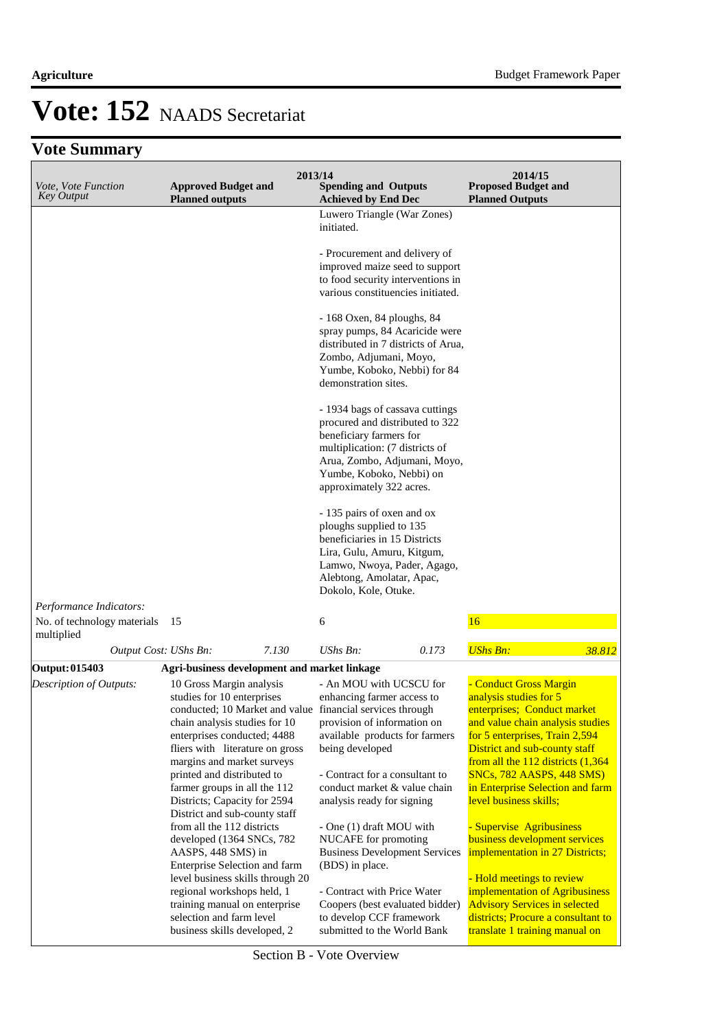# Vote: 152 NAADS Secretariat

## Vote Summary

| Vote, Vote Function Key Output | 2013/14 Approved Budget and Planned outputs | | 2013/14 Spending and Outputs Achieved by End Dec | | 2014/15 Proposed Budget and Planned Outputs | |
|---|---|---|---|---|---|---|
| | | | Luwero Triangle (War Zones) initiated.<br><br>- Procurement and delivery of improved maize seed to support to food security interventions in various constituencies initiated.<br><br>- 168 Oxen, 84 ploughs, 84 spray pumps, 84 Acaricide were distributed in 7 districts of Arua, Zombo, Adjumani, Moyo, Yumbe, Koboko, Nebbi) for 84 demonstration sites.<br><br>- 1934 bags of cassava cuttings procured and distributed to 322 beneficiary farmers for multiplication: (7 districts of Arua, Zombo, Adjumani, Moyo, Yumbe, Koboko, Nebbi) on approximately 322 acres.<br><br>- 135 pairs of oxen and ox ploughs supplied to 135 beneficiaries in 15 Districts Lira, Gulu, Amuru, Kitgum, Lamwo, Nwoya, Pader, Agago, Alebtong, Amolatar, Apac, Dokolo, Kole, Otuke. | | | |
| *Performance Indicators:* | | | | | | |
| No. of technology materials multiplied | 15 | | 6 | | 16 | |
| *Output Cost:* | *UShs Bn:* | *7.130* | *UShs Bn:* | *0.173* | *UShs Bn:* | *38.812* |
| **Output: 015403** | **Agri-business development and market linkage** | | | | | |
| *Description of Outputs:* | 10 Gross Margin analysis studies for 10 enterprises conducted; 10 Market and value chain analysis studies for 10 enterprises conducted; 4488 fliers with literature on gross margins and market surveys printed and distributed to farmer groups in all the 112 Districts; Capacity for 2594 District and sub-county staff from all the 112 districts developed (1364 SNCs, 782 AASPS, 448 SMS) in Enterprise Selection and farm level business skills through 20 regional workshops held, 1 training manual on enterprise selection and farm level business skills developed, 2 | | - An MOU with UCSCU for enhancing farmer access to financial services through provision of information on available products for farmers being developed<br><br>- Contract for a consultant to conduct market & value chain analysis ready for signing<br><br>- One (1) draft MOU with NUCAFE for promoting Business Development Services (BDS) in place.<br><br>- Contract with Price Water Coopers (best evaluated bidder) to develop CCF framework submitted to the World Bank | | - Conduct Gross Margin analysis studies for 5 enterprises; Conduct market and value chain analysis studies for 5 enterprises, Train 2,594 District and sub-county staff from all the 112 districts (1,364 SNCs, 782 AASPS, 448 SMS) in Enterprise Selection and farm level business skills;<br><br>- Supervise Agribusiness business development services implementation in 27 Districts;<br><br>- Hold meetings to review implementation of Agribusiness Advisory Services in selected districts; Procure a consultant to translate 1 training manual on | |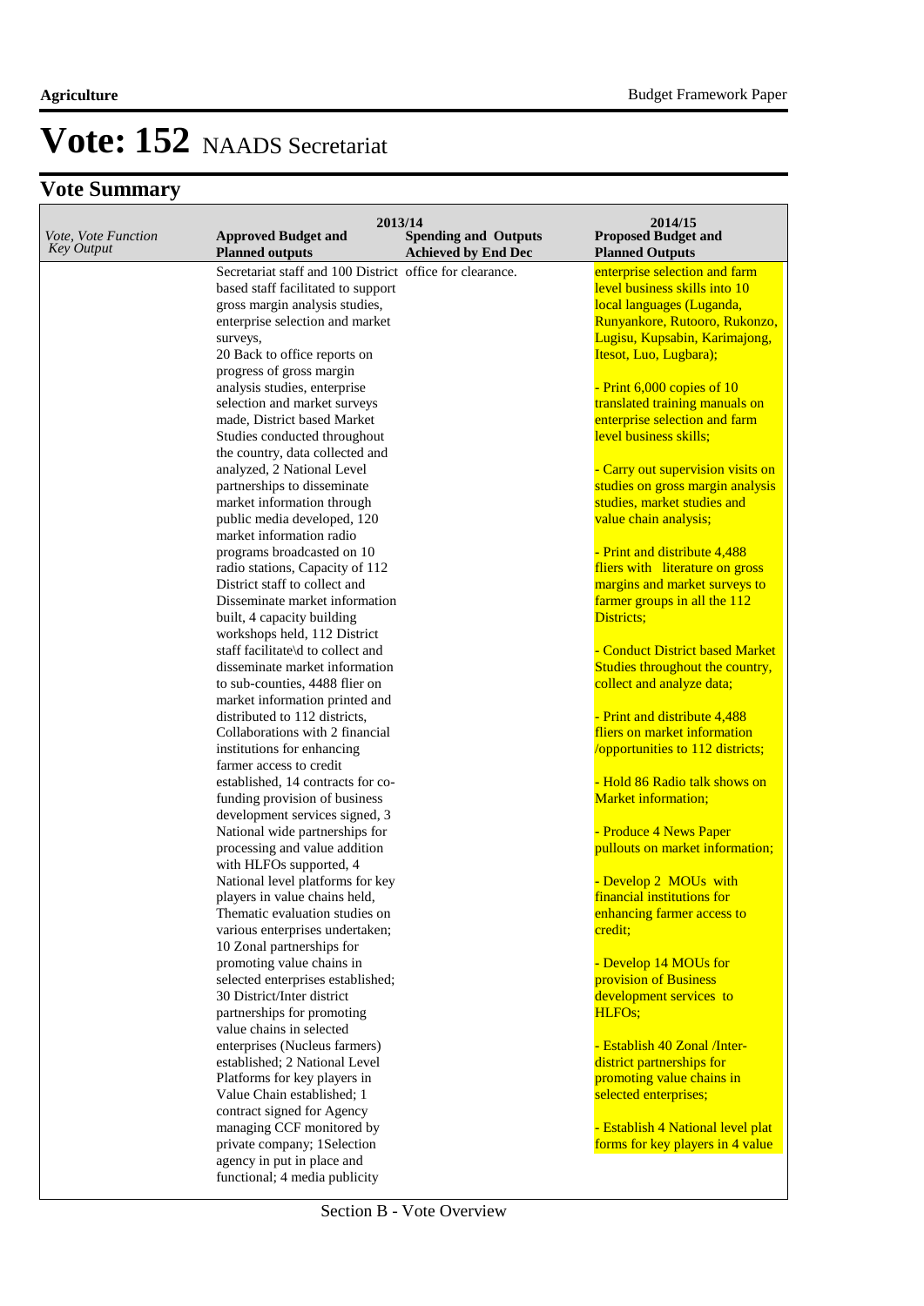# Vote: 152 NAADS Secretariat

## Vote Summary

| Vote, Vote Function Key Output | 2013/14 Approved Budget and Planned outputs | 2013/14 Spending and Outputs Achieved by End Dec | 2014/15 Proposed Budget and Planned Outputs |
|---|---|---|---|
| | Secretariat staff and 100 District based staff facilitated to support gross margin analysis studies, enterprise selection and market surveys, 20 Back to office reports on progress of gross margin analysis studies, enterprise selection and market surveys made, District based Market Studies conducted throughout the country, data collected and analyzed, 2 National Level partnerships to disseminate market information through public media developed, 120 market information radio programs broadcasted on 10 radio stations, Capacity of 112 District staff to collect and Disseminate market information built, 4 capacity building workshops held, 112 District staff facilitate\d to collect and disseminate market information to sub-counties, 4488 flier on market information printed and distributed to 112 districts, Collaborations with 2 financial institutions for enhancing farmer access to credit established, 14 contracts for co-funding provision of business development services signed, 3 National wide partnerships for processing and value addition with HLFOs supported, 4 National level platforms for key players in value chains held, Thematic evaluation studies on various enterprises undertaken; 10 Zonal partnerships for promoting value chains in selected enterprises established; 30 District/Inter district partnerships for promoting value chains in selected enterprises (Nucleus farmers) established; 2 National Level Platforms for key players in Value Chain established; 1 contract signed for Agency managing CCF monitored by private company; 1Selection agency in put in place and functional; 4 media publicity | office for clearance. | enterprise selection and farm level business skills into 10 local languages (Luganda, Runyankore, Rutooro, Rukonzo, Lugisu, Kupsabin, Karimajong, Itesot, Luo, Lugbara);<br><br>- Print 6,000 copies of 10 translated training manuals on enterprise selection and farm level business skills;<br><br>- Carry out supervision visits on studies on gross margin analysis studies, market studies and value chain analysis;<br><br>- Print and distribute 4,488 fliers with literature on gross margins and market surveys to farmer groups in all the 112 Districts;<br><br>- Conduct District based Market Studies throughout the country, collect and analyze data;<br><br>- Print and distribute 4,488 fliers on market information /opportunities to 112 districts;<br><br>- Hold 86 Radio talk shows on Market information;<br><br>- Produce 4 News Paper pullouts on market information;<br><br>- Develop 2 MOUs with financial institutions for enhancing farmer access to credit;<br><br>- Develop 14 MOUs for provision of Business development services to HLFOs;<br><br>- Establish 40 Zonal /Inter-district partnerships for promoting value chains in selected enterprises;<br><br>- Establish 4 National level plat forms for key players in 4 value |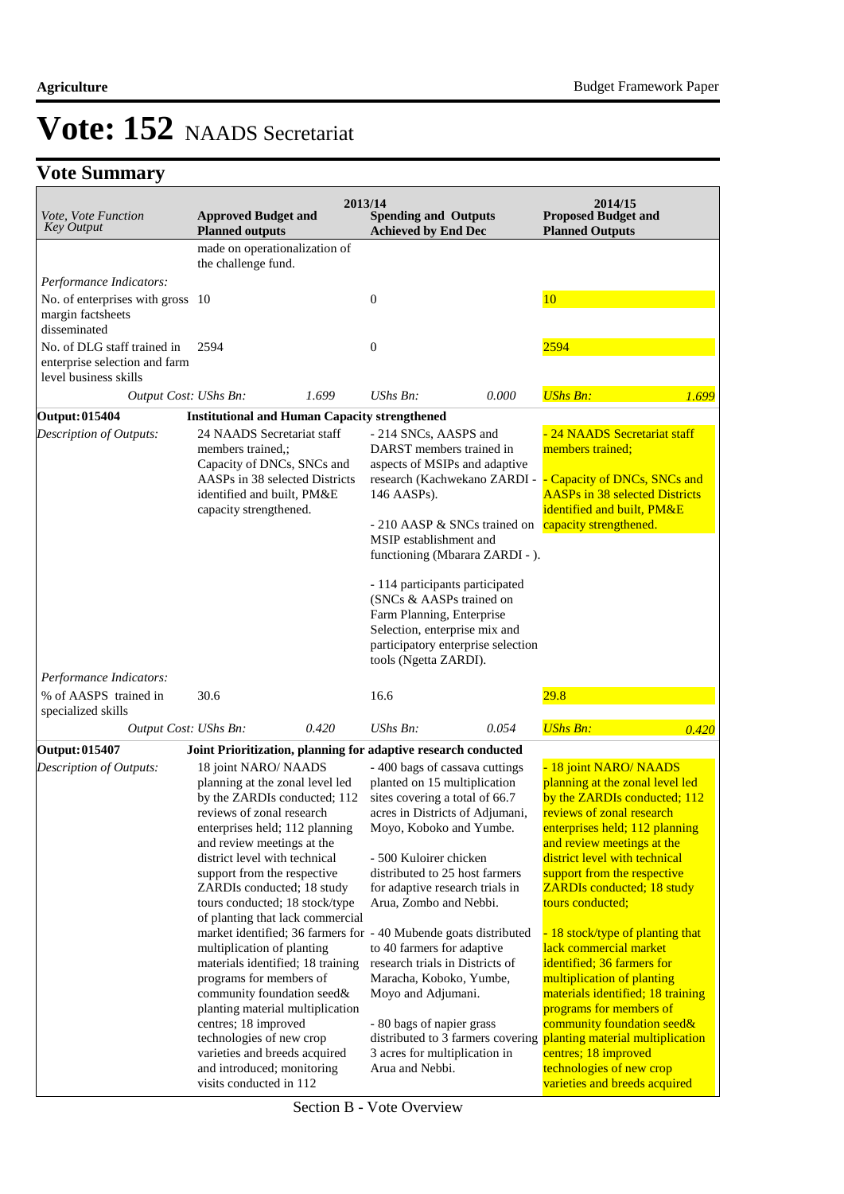# Vote: 152 NAADS Secretariat

## Vote Summary

| *Vote, Vote Function Key Output* | **2013/14 Approved Budget and Planned outputs** | | **2013/14 Spending and Outputs Achieved by End Dec** | | **2014/15 Proposed Budget and Planned Outputs** | |
|---|---|---|---|---|---|---|
| | made on operationalization of the challenge fund. | | | | | |
| *Performance Indicators:* | | | | | | |
| No. of enterprises with gross margin factsheets disseminated | 10 | | 0 | | 10 | |
| No. of DLG staff trained in enterprise selection and farm level business skills | 2594 | | 0 | | 2594 | |
| *Output Cost:* | *UShs Bn:* | *1.699* | *UShs Bn:* | *0.000* | *UShs Bn:* | *1.699* |
| **Output: 015404** | **Institutional and Human Capacity strengthened** | | | | | |
| *Description of Outputs:* | 24 NAADS Secretariat staff members trained,; Capacity of DNCs, SNCs and AASPs in 38 selected Districts identified and built, PM&E capacity strengthened. | | - 214 SNCs, AASPs and DARST members trained in aspects of MSIPs and adaptive research (Kachwekano ZARDI - 146 AASPs).<br><br>- 210 AASP & SNCs trained on MSIP establishment and functioning (Mbarara ZARDI - ).<br><br>- 114 participants participated (SNCs & AASPs trained on Farm Planning, Enterprise Selection, enterprise mix and participatory enterprise selection tools (Ngetta ZARDI). | | - 24 NAADS Secretariat staff members trained;<br><br>- Capacity of DNCs, SNCs and AASPs in 38 selected Districts identified and built, PM&E capacity strengthened. | |
| *Performance Indicators:* | | | | | | |
| % of AASPS trained in specialized skills | 30.6 | | 16.6 | | 29.8 | |
| *Output Cost:* | *UShs Bn:* | *0.420* | *UShs Bn:* | *0.054* | *UShs Bn:* | *0.420* |
| **Output: 015407** | **Joint Prioritization, planning for adaptive research conducted** | | | | | |
| *Description of Outputs:* | 18 joint NARO/ NAADS planning at the zonal level led by the ZARDIs conducted; 112 reviews of zonal research enterprises held; 112 planning and review meetings at the district level with technical support from the respective ZARDIs conducted; 18 study tours conducted; 18 stock/type of planting that lack commercial market identified; 36 farmers for multiplication of planting materials identified; 18 training programs for members of community foundation seed& planting material multiplication centres; 18 improved technologies of new crop varieties and breeds acquired and introduced; monitoring visits conducted in 112 | | - 400 bags of cassava cuttings planted on 15 multiplication sites covering a total of 66.7 acres in Districts of Adjumani, Moyo, Koboko and Yumbe.<br><br>- 500 Kuloirer chicken distributed to 25 host farmers for adaptive research trials in Arua, Zombo and Nebbi.<br><br>- 40 Mubende goats distributed to 40 farmers for adaptive research trials in Districts of Maracha, Koboko, Yumbe, Moyo and Adjumani.<br><br>- 80 bags of napier grass distributed to 3 farmers covering 3 acres for multiplication in Arua and Nebbi. | | - 18 joint NARO/ NAADS planning at the zonal level led by the ZARDIs conducted; 112 reviews of zonal research enterprises held; 112 planning and review meetings at the district level with technical support from the respective ZARDIs conducted; 18 study tours conducted;<br><br>- 18 stock/type of planting that lack commercial market identified; 36 farmers for multiplication of planting materials identified; 18 training programs for members of community foundation seed& planting material multiplication centres; 18 improved technologies of new crop varieties and breeds acquired | |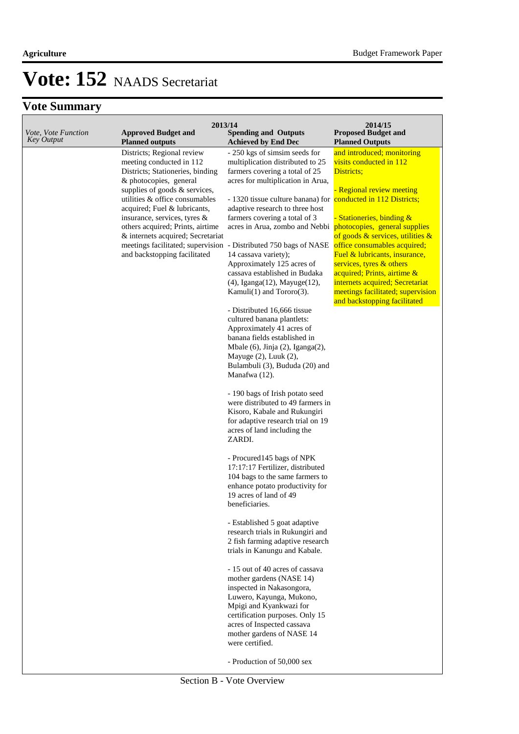# Vote: 152 NAADS Secretariat

## Vote Summary

| Vote, Vote Function Key Output | 2013/14 Approved Budget and Planned outputs | 2013/14 Spending and Outputs Achieved by End Dec | 2014/15 Proposed Budget and Planned Outputs |
|---|---|---|---|
| | Districts; Regional review meeting conducted in 112 Districts; Stationeries, binding & photocopies, general supplies of goods & services, utilities & office consumables acquired; Fuel & lubricants, insurance, services, tyres & others acquired; Prints, airtime & internets acquired; Secretariat meetings facilitated; supervision and backstopping facilitated | - 250 kgs of simsim seeds for multiplication distributed to 25 farmers covering a total of 25 acres for multiplication in Arua,<br><br>- 1320 tissue culture banana) for adaptive research to three host farmers covering a total of 3 acres in Arua, zombo and Nebbi<br><br>- Distributed 750 bags of NASE 14 cassava variety); Approximately 125 acres of cassava established in Budaka (4), Iganga(12), Mayuge(12), Kamuli(1) and Tororo(3).<br><br>- Distributed 16,666 tissue cultured banana plantlets: Approximately 41 acres of banana fields established in Mbale (6), Jinja (2), Iganga(2), Mayuge (2), Luuk (2), Bulambuli (3), Bududa (20) and Manafwa (12).<br><br>- 190 bags of Irish potato seed were distributed to 49 farmers in Kisoro, Kabale and Rukungiri for adaptive research trial on 19 acres of land including the ZARDI.<br><br>- Procured145 bags of NPK 17:17:17 Fertilizer, distributed 104 bags to the same farmers to enhance potato productivity for 19 acres of land of 49 beneficiaries.<br><br>- Established 5 goat adaptive research trials in Rukungiri and 2 fish farming adaptive research trials in Kanungu and Kabale.<br><br>- 15 out of 40 acres of cassava mother gardens (NASE 14) inspected in Nakasongora, Luwero, Kayunga, Mukono, Mpigi and Kyankwazi for certification purposes. Only 15 acres of Inspected cassava mother gardens of NASE 14 were certified.<br><br>- Production of 50,000 sex | and introduced; monitoring visits conducted in 112 Districts;<br><br>- Regional review meeting conducted in 112 Districts;<br><br>- Stationeries, binding & photocopies, general supplies of goods & services, utilities & office consumables acquired; Fuel & lubricants, insurance, services, tyres & others acquired; Prints, airtime & internets acquired; Secretariat meetings facilitated; supervision and backstopping facilitated |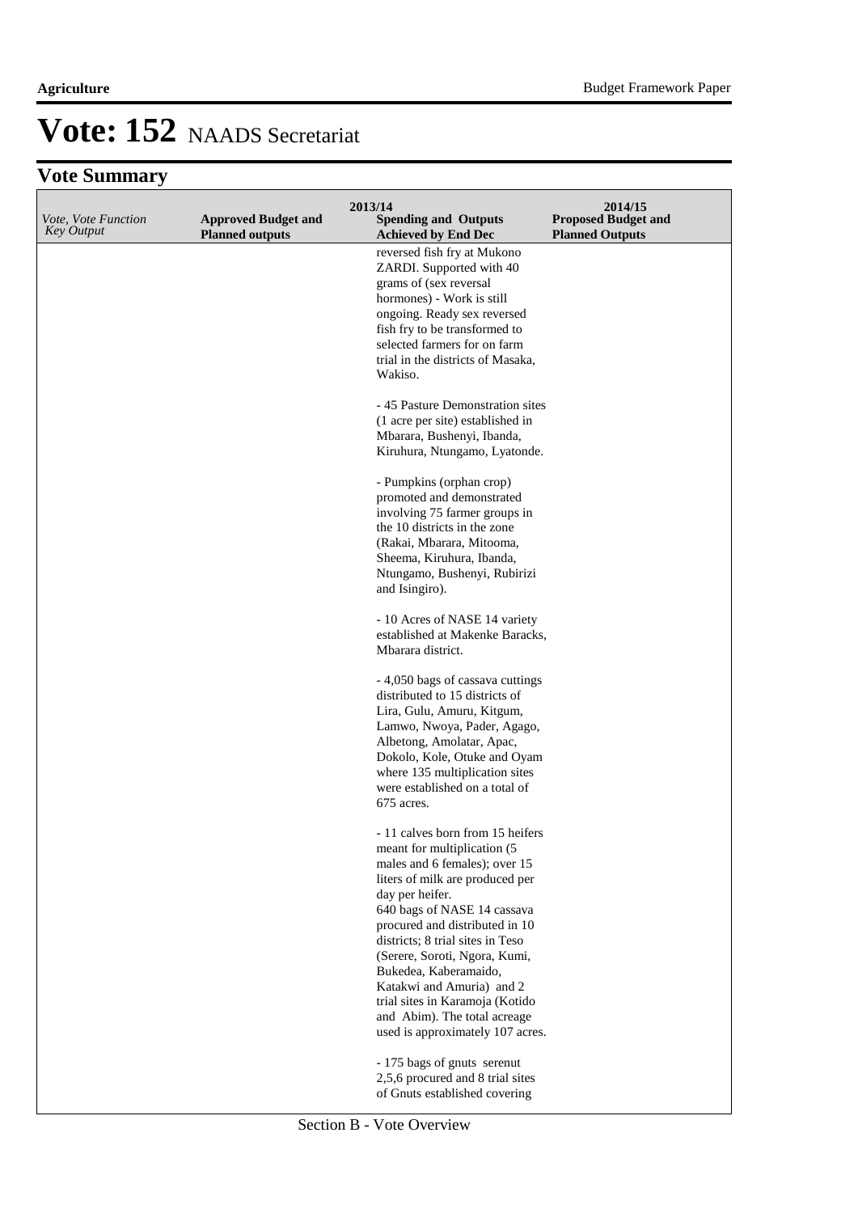# Vote: 152 NAADS Secretariat

## Vote Summary

| *Vote, Vote Function Key Output* | 2013/14 **Approved Budget and Planned outputs** | **Spending and Outputs Achieved by End Dec** | 2014/15 **Proposed Budget and Planned Outputs** |
|---|---|---|---|
| | | reversed fish fry at Mukono ZARDI. Supported with 40 grams of (sex reversal hormones) - Work is still ongoing. Ready sex reversed fish fry to be transformed to selected farmers for on farm trial in the districts of Masaka, Wakiso.<br><br>- 45 Pasture Demonstration sites (1 acre per site) established in Mbarara, Bushenyi, Ibanda, Kiruhura, Ntungamo, Lyatonde.<br><br>- Pumpkins (orphan crop) promoted and demonstrated involving 75 farmer groups in the 10 districts in the zone (Rakai, Mbarara, Mitooma, Sheema, Kiruhura, Ibanda, Ntungamo, Bushenyi, Rubirizi and Isingiro).<br><br>- 10 Acres of NASE 14 variety established at Makenke Baracks, Mbarara district.<br><br>- 4,050 bags of cassava cuttings distributed to 15 districts of Lira, Gulu, Amuru, Kitgum, Lamwo, Nwoya, Pader, Agago, Albetong, Amolatar, Apac, Dokolo, Kole, Otuke and Oyam where 135 multiplication sites were established on a total of 675 acres.<br><br>- 11 calves born from 15 heifers meant for multiplication (5 males and 6 females); over 15 liters of milk are produced per day per heifer.<br>640 bags of NASE 14 cassava procured and distributed in 10 districts; 8 trial sites in Teso (Serere, Soroti, Ngora, Kumi, Bukedea, Kaberamaido, Katakwi and Amuria) and 2 trial sites in Karamoja (Kotido and Abim). The total acreage used is approximately 107 acres.<br><br>- 175 bags of gnuts serenut 2,5,6 procured and 8 trial sites of Gnuts established covering | |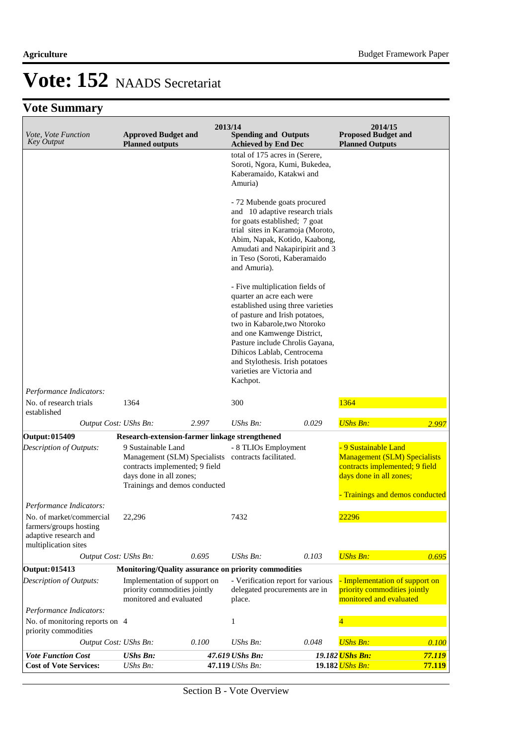# Vote: 152 NAADS Secretariat

## Vote Summary

| Vote, Vote Function Key Output | 2013/14 Approved Budget and Planned outputs | | 2013/14 Spending and Outputs Achieved by End Dec | | 2014/15 Proposed Budget and Planned Outputs | |
|---|---|---|---|---|---|---|
| | | | total of 175 acres in (Serere, Soroti, Ngora, Kumi, Bukedea, Kaberamaido, Katakwi and Amuria)<br><br>- 72 Mubende goats procured and 10 adaptive research trials for goats established; 7 goat trial sites in Karamoja (Moroto, Abim, Napak, Kotido, Kaabong, Amudati and Nakapiripirit and 3 in Teso (Soroti, Kaberamaido and Amuria).<br><br>- Five multiplication fields of quarter an acre each were established using three varieties of pasture and Irish potatoes, two in Kabarole,two Ntoroko and one Kamwenge District, Pasture include Chrolis Gayana, Dihicos Lablab, Centrocema and Stylothesis. Irish potatoes varieties are Victoria and Kachpot. | | | |
| *Performance Indicators:* | | | | | | |
| No. of research trials established | 1364 | | 300 | | 1364 | |
| *Output Cost:* | *UShs Bn:* | *2.997* | *UShs Bn:* | *0.029* | *UShs Bn:* | *2.997* |
| **Output: 015409** | **Research-extension-farmer linkage strengthened** | | | | | |
| *Description of Outputs:* | 9 Sustainable Land Management (SLM) Specialists contracts implemented; 9 field days done in all zones; Trainings and demos conducted | | - 8 TLIOs Employment contracts facilitated. | | - 9 Sustainable Land Management (SLM) Specialists contracts implemented; 9 field days done in all zones;<br><br>- Trainings and demos conducted | |
| *Performance Indicators:* | | | | | | |
| No. of market/commercial farmers/groups hosting adaptive research and multiplication sites | 22,296 | | 7432 | | 22296 | |
| *Output Cost:* | *UShs Bn:* | *0.695* | *UShs Bn:* | *0.103* | *UShs Bn:* | *0.695* |
| **Output: 015413** | **Monitoring/Quality assurance on priority commodities** | | | | | |
| *Description of Outputs:* | Implementation of support on priority commodities jointly monitored and evaluated | | - Verification report for various delegated procurements are in place. | | - Implementation of support on priority commodities jointly monitored and evaluated | |
| *Performance Indicators:* | | | | | | |
| No. of monitoring reports on priority commodities | 4 | | 1 | | 4 | |
| *Output Cost:* | *UShs Bn:* | *0.100* | *UShs Bn:* | *0.048* | *UShs Bn:* | *0.100* |
| ***Vote Function Cost*** | ***UShs Bn:*** | ***47.619*** | ***UShs Bn:*** | ***19.182*** | ***UShs Bn:*** | ***77.119*** |
| **Cost of Vote Services:** | *UShs Bn:* | **47.119** | *UShs Bn:* | **19.182** | *UShs Bn:* | **77.119** |

Section B - Vote Overview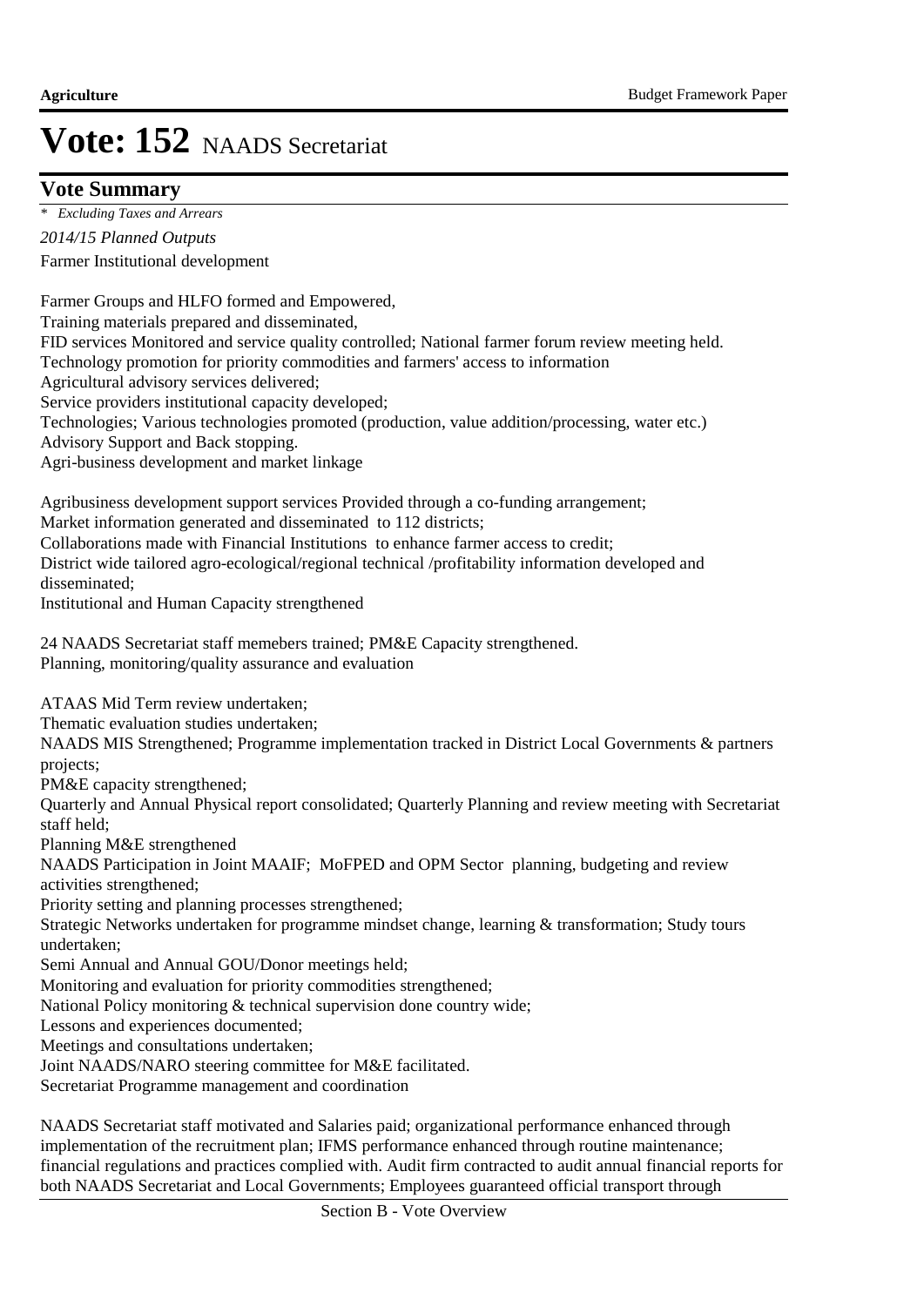# Vote: 152 NAADS Secretariat

## Vote Summary

*\* Excluding Taxes and Arrears*

*2014/15 Planned Outputs*

Farmer Institutional development

Farmer Groups and HLFO formed and Empowered,
Training materials prepared and disseminated,
FID services Monitored and service quality controlled; National farmer forum review meeting held.
Technology promotion for priority commodities and farmers' access to information
Agricultural advisory services delivered;
Service providers institutional capacity developed;
Technologies; Various technologies promoted (production, value addition/processing, water etc.)
Advisory Support and Back stopping.
Agri-business development and market linkage

Agribusiness development support services Provided through a co-funding arrangement;
Market information generated and disseminated to 112 districts;
Collaborations made with Financial Institutions to enhance farmer access to credit;
District wide tailored agro-ecological/regional technical /profitability information developed and disseminated;
Institutional and Human Capacity strengthened

24 NAADS Secretariat staff memebers trained; PM&E Capacity strengthened.
Planning, monitoring/quality assurance and evaluation

ATAAS Mid Term review undertaken;
Thematic evaluation studies undertaken;
NAADS MIS Strengthened; Programme implementation tracked in District Local Governments & partners projects;
PM&E capacity strengthened;
Quarterly and Annual Physical report consolidated; Quarterly Planning and review meeting with Secretariat staff held;
Planning M&E strengthened
NAADS Participation in Joint MAAIF; MoFPED and OPM Sector planning, budgeting and review activities strengthened;
Priority setting and planning processes strengthened;
Strategic Networks undertaken for programme mindset change, learning & transformation; Study tours undertaken;
Semi Annual and Annual GOU/Donor meetings held;
Monitoring and evaluation for priority commodities strengthened;
National Policy monitoring & technical supervision done country wide;
Lessons and experiences documented;
Meetings and consultations undertaken;
Joint NAADS/NARO steering committee for M&E facilitated.
Secretariat Programme management and coordination

NAADS Secretariat staff motivated and Salaries paid; organizational performance enhanced through implementation of the recruitment plan; IFMS performance enhanced through routine maintenance; financial regulations and practices complied with. Audit firm contracted to audit annual financial reports for both NAADS Secretariat and Local Governments; Employees guaranteed official transport through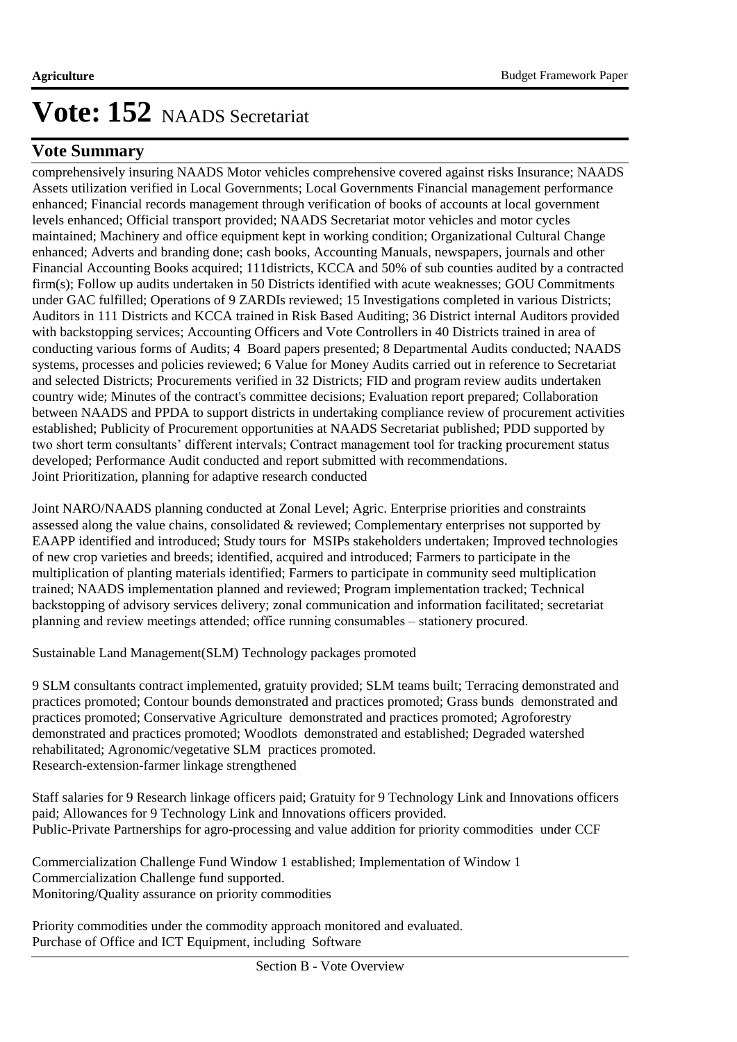# Vote: 152 NAADS Secretariat

## Vote Summary

comprehensively insuring NAADS Motor vehicles comprehensive covered against risks Insurance; NAADS Assets utilization verified in Local Governments; Local Governments Financial management performance enhanced; Financial records management through verification of books of accounts at local government levels enhanced; Official transport provided; NAADS Secretariat motor vehicles and motor cycles maintained; Machinery and office equipment kept in working condition; Organizational Cultural Change enhanced; Adverts and branding done; cash books, Accounting Manuals, newspapers, journals and other Financial Accounting Books acquired; 111districts, KCCA and 50% of sub counties audited by a contracted firm(s); Follow up audits undertaken in 50 Districts identified with acute weaknesses; GOU Commitments under GAC fulfilled; Operations of 9 ZARDIs reviewed; 15 Investigations completed in various Districts; Auditors in 111 Districts and KCCA trained in Risk Based Auditing; 36 District internal Auditors provided with backstopping services; Accounting Officers and Vote Controllers in 40 Districts trained in area of conducting various forms of Audits; 4 Board papers presented; 8 Departmental Audits conducted; NAADS systems, processes and policies reviewed; 6 Value for Money Audits carried out in reference to Secretariat and selected Districts; Procurements verified in 32 Districts; FID and program review audits undertaken country wide; Minutes of the contract's committee decisions; Evaluation report prepared; Collaboration between NAADS and PPDA to support districts in undertaking compliance review of procurement activities established; Publicity of Procurement opportunities at NAADS Secretariat published; PDD supported by two short term consultants' different intervals; Contract management tool for tracking procurement status developed; Performance Audit conducted and report submitted with recommendations.
Joint Prioritization, planning for adaptive research conducted

Joint NARO/NAADS planning conducted at Zonal Level; Agric. Enterprise priorities and constraints assessed along the value chains, consolidated & reviewed; Complementary enterprises not supported by EAAPP identified and introduced; Study tours for MSIPs stakeholders undertaken; Improved technologies of new crop varieties and breeds; identified, acquired and introduced; Farmers to participate in the multiplication of planting materials identified; Farmers to participate in community seed multiplication trained; NAADS implementation planned and reviewed; Program implementation tracked; Technical backstopping of advisory services delivery; zonal communication and information facilitated; secretariat planning and review meetings attended; office running consumables – stationery procured.

Sustainable Land Management(SLM) Technology packages promoted

9 SLM consultants contract implemented, gratuity provided; SLM teams built; Terracing demonstrated and practices promoted; Contour bounds demonstrated and practices promoted; Grass bunds demonstrated and practices promoted; Conservative Agriculture demonstrated and practices promoted; Agroforestry demonstrated and practices promoted; Woodlots demonstrated and established; Degraded watershed rehabilitated; Agronomic/vegetative SLM practices promoted.
Research-extension-farmer linkage strengthened

Staff salaries for 9 Research linkage officers paid; Gratuity for 9 Technology Link and Innovations officers paid; Allowances for 9 Technology Link and Innovations officers provided.
Public-Private Partnerships for agro-processing and value addition for priority commodities under CCF

Commercialization Challenge Fund Window 1 established; Implementation of Window 1 Commercialization Challenge fund supported.
Monitoring/Quality assurance on priority commodities

Priority commodities under the commodity approach monitored and evaluated.
Purchase of Office and ICT Equipment, including Software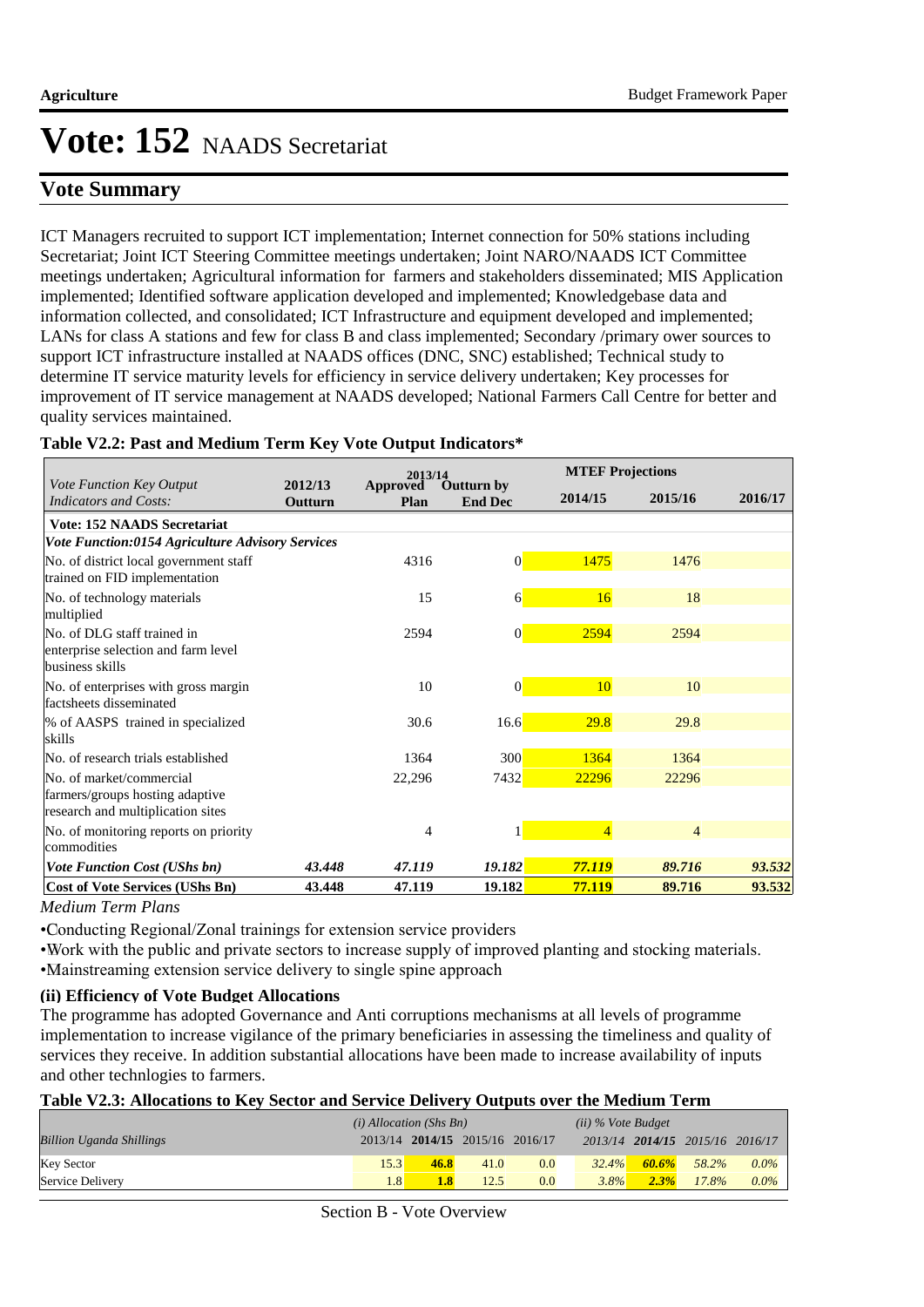# Vote: 152 NAADS Secretariat

## Vote Summary

ICT Managers recruited to support ICT implementation; Internet connection for 50% stations including Secretariat; Joint ICT Steering Committee meetings undertaken; Joint NARO/NAADS ICT Committee meetings undertaken; Agricultural information for farmers and stakeholders disseminated; MIS Application implemented; Identified software application developed and implemented; Knowledgebase data and information collected, and consolidated; ICT Infrastructure and equipment developed and implemented; LANs for class A stations and few for class B and class implemented; Secondary /primary ower sources to support ICT infrastructure installed at NAADS offices (DNC, SNC) established; Technical study to determine IT service maturity levels for efficiency in service delivery undertaken; Key processes for improvement of IT service management at NAADS developed; National Farmers Call Centre for better and quality services maintained.

**Table V2.2: Past and Medium Term Key Vote Output Indicators***

| *Vote Function Key Output Indicators and Costs:* | 2012/13 Outturn | 2013/14 Approved Plan | 2013/14 Outturn by End Dec | MTEF Projections 2014/15 | MTEF Projections 2015/16 | MTEF Projections 2016/17 |
|---|---|---|---|---|---|---|
| **Vote: 152 NAADS Secretariat** | | | | | | |
| ***Vote Function:0154 Agriculture Advisory Services*** | | | | | | |
| No. of district local government staff trained on FID implementation | | 4316 | 0 | 1475 | 1476 | |
| No. of technology materials multiplied | | 15 | 6 | 16 | 18 | |
| No. of DLG staff trained in enterprise selection and farm level business skills | | 2594 | 0 | 2594 | 2594 | |
| No. of enterprises with gross margin factsheets disseminated | | 10 | 0 | 10 | 10 | |
| % of AASPS trained in specialized skills | | 30.6 | 16.6 | 29.8 | 29.8 | |
| No. of research trials established | | 1364 | 300 | 1364 | 1364 | |
| No. of market/commercial farmers/groups hosting adaptive research and multiplication sites | | 22,296 | 7432 | 22296 | 22296 | |
| No. of monitoring reports on priority commodities | | 4 | 1 | 4 | 4 | |
| ***Vote Function Cost (UShs bn)*** | ***43.448*** | ***47.119*** | ***19.182*** | ***77.119*** | ***89.716*** | ***93.532*** |
| **Cost of Vote Services (UShs Bn)** | **43.448** | **47.119** | **19.182** | **77.119** | **89.716** | **93.532** |

*Medium Term Plans*

- •Conducting Regional/Zonal trainings for extension service providers
- •Work with the public and private sectors to increase supply of improved planting and stocking materials.
- •Mainstreaming extension service delivery to single spine approach

### (ii) Efficiency of Vote Budget Allocations

The programme has adopted Governance and Anti corruptions mechanisms at all levels of programme implementation to increase vigilance of the primary beneficiaries in assessing the timeliness and quality of services they receive. In addition substantial allocations have been made to increase availability of inputs and other technlogies to farmers.

**Table V2.3: Allocations to Key Sector and Service Delivery Outputs over the Medium Term**

| *Billion Uganda Shillings* | *(i) Allocation (Shs Bn)* 2013/14 | **2014/15** | 2015/16 | 2016/17 | *(ii) % Vote Budget* 2013/14 | ***2014/15*** | *2015/16* | *2016/17* |
|---|---|---|---|---|---|---|---|---|
| Key Sector | 15.3 | **46.8** | 41.0 | 0.0 | *32.4%* | ***60.6%*** | *58.2%* | *0.0%* |
| Service Delivery | 1.8 | **1.8** | 12.5 | 0.0 | *3.8%* | ***2.3%*** | *17.8%* | *0.0%* |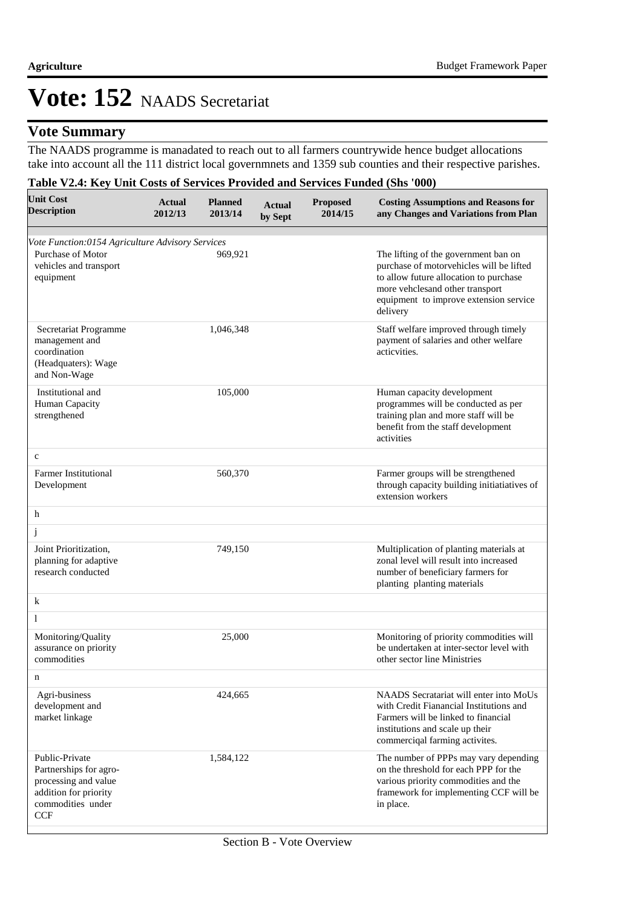# Vote: 152 NAADS Secretariat

## Vote Summary

The NAADS programme is manadated to reach out to all farmers countrywide hence budget allocations take into account all the 111 district local governmnets and 1359 sub counties and their respective parishes.

**Table V2.4: Key Unit Costs of Services Provided and Services Funded (Shs '000)**

| Unit Cost Description | Actual 2012/13 | Planned 2013/14 | Actual by Sept | Proposed 2014/15 | Costing Assumptions and Reasons for any Changes and Variations from Plan |
|---|---|---|---|---|---|
| *Vote Function:0154 Agriculture Advisory Services* | | | | | |
| Purchase of Motor vehicles and transport equipment | | 969,921 | | | The lifting of the government ban on purchase of motorvehicles will be lifted to allow future allocation to purchase more vehclesand other transport equipment to improve extension service delivery |
| Secretariat Programme management and coordination (Headquaters): Wage and Non-Wage | | 1,046,348 | | | Staff welfare improved through timely payment of salaries and other welfare acticvities. |
| Institutional and Human Capacity strengthened | | 105,000 | | | Human capacity development programmes will be conducted as per training plan and more staff will be benefit from the staff development activities |
| c | | | | | |
| Farmer Institutional Development | | 560,370 | | | Farmer groups will be strengthened through capacity building initiatiatives of extension workers |
| h | | | | | |
| j | | | | | |
| Joint Prioritization, planning for adaptive research conducted | | 749,150 | | | Multiplication of planting materials at zonal level will result into increased number of beneficiary farmers for planting planting materials |
| k | | | | | |
| l | | | | | |
| Monitoring/Quality assurance on priority commodities | | 25,000 | | | Monitoring of priority commodities will be undertaken at inter-sector level with other sector line Ministries |
| n | | | | | |
| Agri-business development and market linkage | | 424,665 | | | NAADS Secratariat will enter into MoUs with Credit Fianancial Institutions and Farmers will be linked to financial institutions and scale up their commerciqal farming activites. |
| Public-Private Partnerships for agro-processing and value addition for priority commodities under CCF | | 1,584,122 | | | The number of PPPs may vary depending on the threshold for each PPP for the various priority commodities and the framework for implementing CCF will be in place. |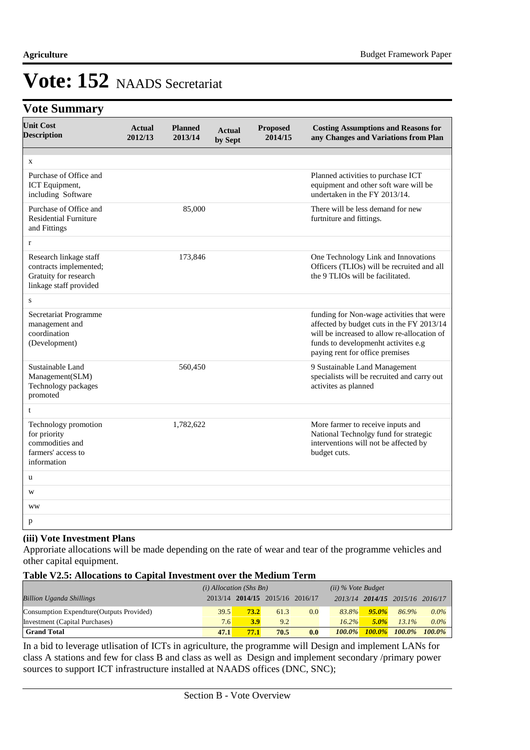# Vote: 152 NAADS Secretariat

## Vote Summary

| Unit Cost Description | Actual 2012/13 | Planned 2013/14 | Actual by Sept | Proposed 2014/15 | Costing Assumptions and Reasons for any Changes and Variations from Plan |
|---|---|---|---|---|---|
| x | | | | | |
| Purchase of Office and ICT Equipment, including Software | | | | | Planned activities to purchase ICT equipment and other soft ware will be undertaken in the FY 2013/14. |
| Purchase of Office and Residential Furniture and Fittings | | 85,000 | | | There will be less demand for new furtniture and fittings. |
| r | | | | | |
| Research linkage staff contracts implemented; Gratuity for research linkage staff provided | | 173,846 | | | One Technology Link and Innovations Officers (TLIOs) will be recruited and all the 9 TLIOs will be facilitated. |
| s | | | | | |
| Secretariat Programme management and coordination (Development) | | | | | funding for Non-wage activities that were affected by budget cuts in the FY 2013/14 will be increased to allow re-allocation of funds to developmenht activites e.g paying rent for office premises |
| Sustainable Land Management(SLM) Technology packages promoted | | 560,450 | | | 9 Sustainable Land Management specialists will be recruited and carry out activites as planned |
| t | | | | | |
| Technology promotion for priority commodities and farmers' access to information | | 1,782,622 | | | More farmer to receive inputs and National Technolgy fund for strategic interventions will not be affected by budget cuts. |
| u | | | | | |
| w | | | | | |
| ww | | | | | |
| p | | | | | |

### (iii) Vote Investment Plans

Approriate allocations will be made depending on the rate of wear and tear of the programme vehicles and other capital equipment.

### Table V2.5: Allocations to Capital Investment over the Medium Term

| | *(i) Allocation (Shs Bn)* | | | | *(ii) % Vote Budget* | | | |
|---|---|---|---|---|---|---|---|---|
| *Billion Uganda Shillings* | 2013/14 | **2014/15** | 2015/16 | 2016/17 | 2013/14 | **2014/15** | 2015/16 | 2016/17 |
| Consumption Expendture(Outputs Provided) | 39.5 | **73.2** | 61.3 | 0.0 | *83.8%* | ***95.0%*** | *86.9%* | *0.0%* |
| Investment (Capital Purchases) | 7.6 | **3.9** | 9.2 | | *16.2%* | ***5.0%*** | *13.1%* | *0.0%* |
| **Grand Total** | **47.1** | **77.1** | **70.5** | **0.0** | ***100.0%*** | ***100.0%*** | ***100.0%*** | ***100.0%*** |

In a bid to leverage utlisation of ICTs in agriculture, the programme will Design and implement LANs for class A stations and few for class B and class as well as Design and implement secondary /primary power sources to support ICT infrastructure installed at NAADS offices (DNC, SNC);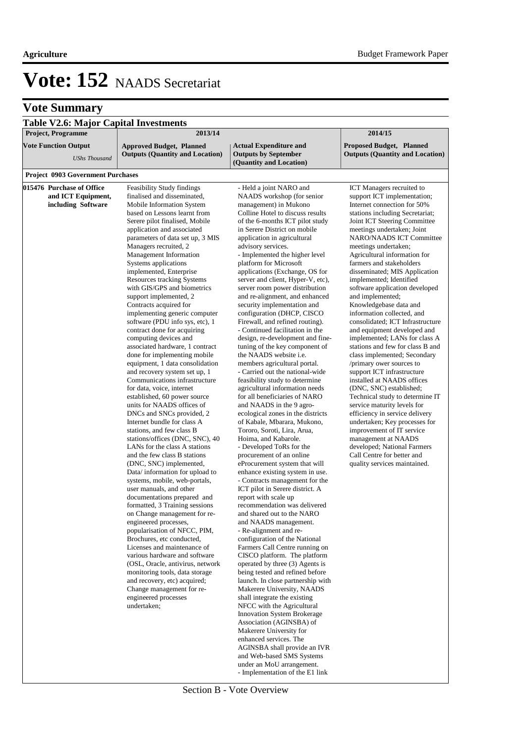# Vote: 152 NAADS Secretariat

## Vote Summary

### Table V2.6: Major Capital Investments

| Project, Programme | 2013/14 | | 2014/15 |
|---|---|---|---|
| **Vote Function Output** *UShs Thousand* | **Approved Budget, Planned Outputs (Quantity and Location)** | **Actual Expenditure and Outputs by September (Quantity and Location)** | **Proposed Budget, Planned Outputs (Quantity and Location)** |
| **Project 0903 Government Purchases** | | | |
| **015476 Purchase of Office and ICT Equipment, including Software** | Feasibility Study findings finalised and disseminated, Mobile Information System based on Lessons learnt from Serere pilot finalised, Mobile application and associated parameters of data set up, 3 MIS Managers recruited, 2 Management Information Systems applications implemented, Enterprise Resources tracking Systems with GIS/GPS and biometrics support implemented, 2 Contracts acquired for implementing generic computer software (PDU info sys, etc), 1 contract done for acquiring computing devices and associated hardware, 1 contract done for implementing mobile equipment, 1 data consolidation and recovery system set up, 1 Communications infrastructure for data, voice, internet established, 60 power source units for NAADS offices of DNCs and SNCs provided, 2 Internet bundle for class A stations, and few class B stations/offices (DNC, SNC), 40 LANs for the class A stations and the few class B stations (DNC, SNC) implemented, Data/ information for upload to systems, mobile, web-portals, user manuals, and other documentations prepared and formatted, 3 Training sessions on Change management for re-engineered processes, popularisation of NFCC, PIM, Brochures, etc conducted, Licenses and maintenance of various hardware and software (OSL, Oracle, antivirus, network monitoring tools, data storage and recovery, etc) acquired; Change management for re-engineered processes undertaken; | - Held a joint NARO and NAADS workshop (for senior management) in Mukono Colline Hotel to discuss results of the 6-months ICT pilot study in Serere District on mobile application in agricultural advisory services.<br>- Implemented the higher level platform for Microsoft applications (Exchange, OS for server and client, Hyper-V, etc), server room power distribution and re-alignment, and enhanced security implementation and configuration (DHCP, CISCO Firewall, and refined routing).<br>- Continued facilitation in the design, re-development and fine-tuning of the key component of the NAADS website i.e. members agricultural portal.<br>- Carried out the national-wide feasibility study to determine agricultural information needs for all beneficiaries of NARO and NAADS in the 9 agro-ecological zones in the districts of Kabale, Mbarara, Mukono, Tororo, Soroti, Lira, Arua, Hoima, and Kabarole.<br>- Developed ToRs for the procurement of an online eProcurement system that will enhance existing system in use.<br>- Contracts management for the ICT pilot in Serere district. A report with scale up recommendation was delivered and shared out to the NARO and NAADS management.<br>- Re-alignment and re-configuration of the National Farmers Call Centre running on CISCO platform. The platform operated by three (3) Agents is being tested and refined before launch. In close partnership with Makerere University, NAADS shall integrate the existing NFCC with the Agricultural Innovation System Brokerage Association (AGINSBA) of Makerere University for enhanced services. The AGINSBA shall provide an IVR and Web-based SMS Systems under an MoU arrangement.<br>- Implementation of the E1 link | ICT Managers recruited to support ICT implementation; Internet connection for 50% stations including Secretariat; Joint ICT Steering Committee meetings undertaken; Joint NARO/NAADS ICT Committee meetings undertaken; Agricultural information for farmers and stakeholders disseminated; MIS Application implemented; Identified software application developed and implemented; Knowledgebase data and information collected, and consolidated; ICT Infrastructure and equipment developed and implemented; LANs for class A stations and few for class B and class implemented; Secondary /primary ower sources to support ICT infrastructure installed at NAADS offices (DNC, SNC) established; Technical study to determine IT service maturity levels for efficiency in service delivery undertaken; Key processes for improvement of IT service management at NAADS developed; National Farmers Call Centre for better and quality services maintained. |

Section B - Vote Overview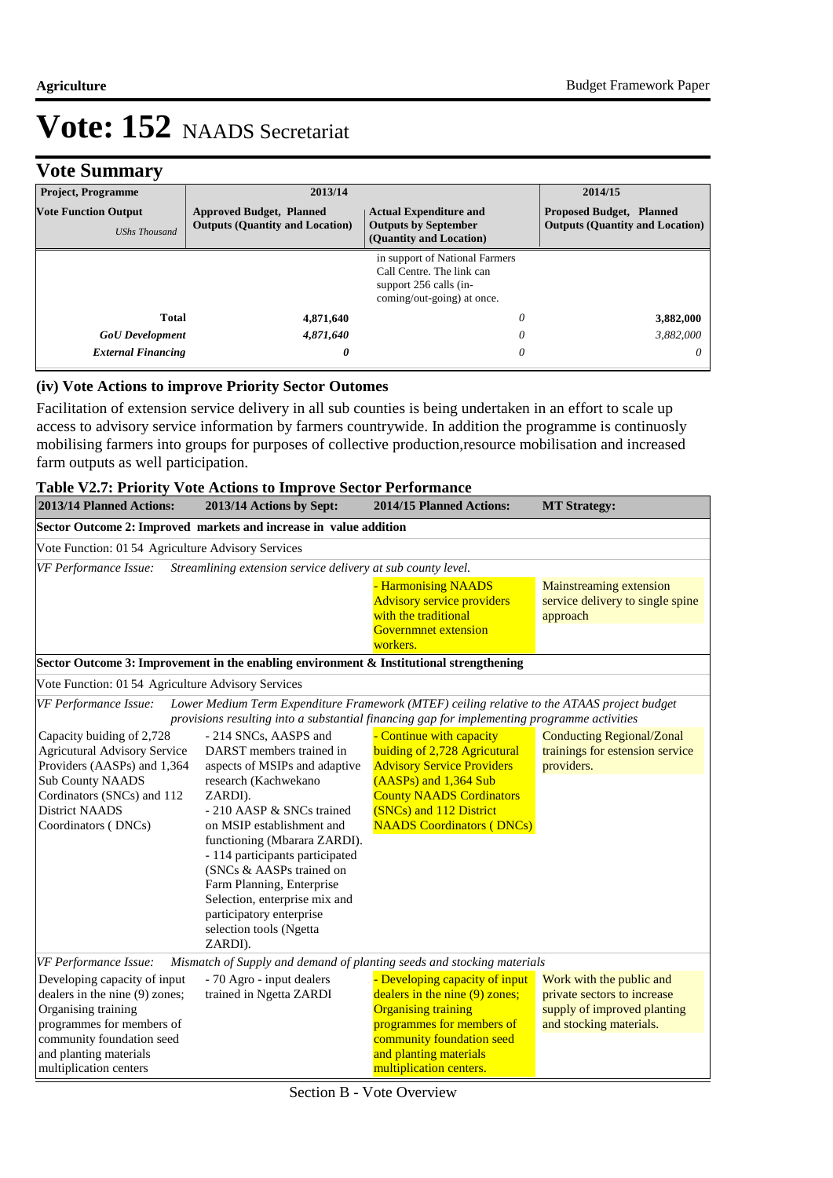# Vote: 152 NAADS Secretariat

## Vote Summary

| Project, Programme | 2013/14 | | 2014/15 |
|---|---|---|---|
| **Vote Function Output** *UShs Thousand* | **Approved Budget, Planned Outputs (Quantity and Location)** | **Actual Expenditure and Outputs by September (Quantity and Location)** | **Proposed Budget, Planned Outputs (Quantity and Location)** |
| | | in support of National Farmers Call Centre. The link can support 256 calls (in-coming/out-going) at once. | |
| **Total** | **4,871,640** | *0* | **3,882,000** |
| ***GoU Development*** | *4,871,640* | *0* | *3,882,000* |
| ***External Financing*** | ***0*** | *0* | *0* |

### (iv) Vote Actions to improve Priority Sector Outomes

Facilitation of extension service delivery in all sub counties is being undertaken in an effort to scale up access to advisory service information by farmers countrywide. In addition the programme is continuosly mobilising farmers into groups for purposes of collective production,resource mobilisation and increased farm outputs as well participation.

**Table V2.7: Priority Vote Actions to Improve Sector Performance**

| 2013/14 Planned Actions: | 2013/14 Actions by Sept: | 2014/15 Planned Actions: | MT Strategy: |
|---|---|---|---|
| **Sector Outcome 2: Improved markets and increase in value addition** | | | |
| Vote Function: 01 54 Agriculture Advisory Services | | | |
| *VF Performance Issue: Streamlining extension service delivery at sub county level.* | | | |
| | | - Harmonising NAADS Advisory service providers with the traditional Governmnet extension workers. | Mainstreaming extension service delivery to single spine approach |
| **Sector Outcome 3: Improvement in the enabling environment & Institutional strengthening** | | | |
| Vote Function: 01 54 Agriculture Advisory Services | | | |
| *VF Performance Issue: Lower Medium Term Expenditure Framework (MTEF) ceiling relative to the ATAAS project budget provisions resulting into a substantial financing gap for implementing programme activities* | | | |
| Capacity buiding of 2,728 Agricutural Advisory Service Providers (AASPs) and 1,364 Sub County NAADS Cordinators (SNCs) and 112 District NAADS Coordinators ( DNCs) | - 214 SNCs, AASPS and DARST members trained in aspects of MSIPs and adaptive research (Kachwekano ZARDI).<br>- 210 AASP & SNCs trained on MSIP establishment and functioning (Mbarara ZARDI).<br>- 114 participants participated (SNCs & AASPs trained on Farm Planning, Enterprise Selection, enterprise mix and participatory enterprise selection tools (Ngetta ZARDI). | - Continue with capacity buiding of 2,728 Agricutural Advisory Service Providers (AASPs) and 1,364 Sub County NAADS Cordinators (SNCs) and 112 District NAADS Coordinators ( DNCs) | Conducting Regional/Zonal trainings for estension service providers. |
| *VF Performance Issue: Mismatch of Supply and demand of planting seeds and stocking materials* | | | |
| Developing capacity of input dealers in the nine (9) zones; Organising training programmes for members of community foundation seed and planting materials multiplication centers | - 70 Agro - input dealers trained in Ngetta ZARDI | - Developing capacity of input dealers in the nine (9) zones; Organising training programmes for members of community foundation seed and planting materials multiplication centers. | Work with the public and private sectors to increase supply of improved planting and stocking materials. |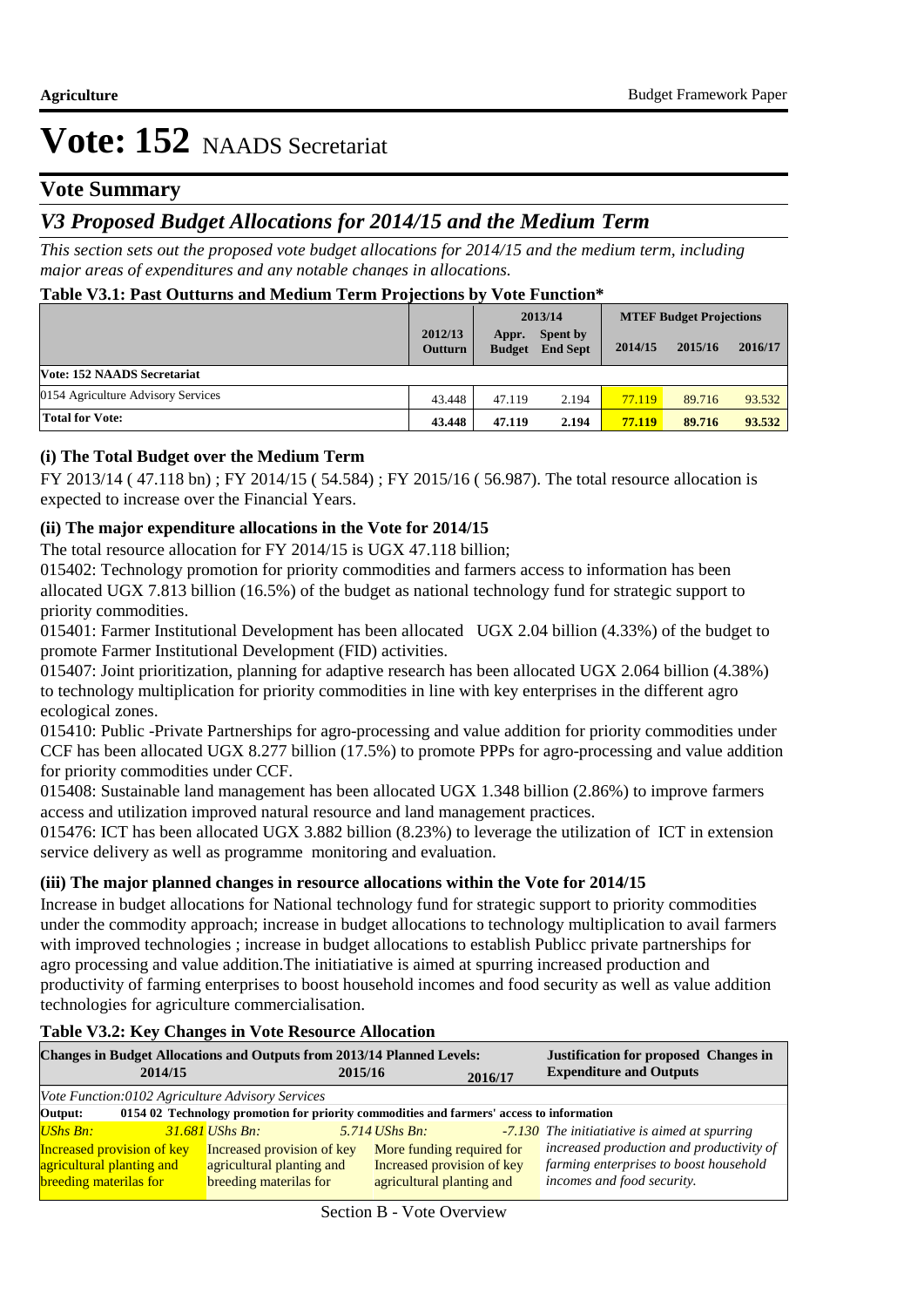# Vote: 152 NAADS Secretariat

## Vote Summary

## *V3 Proposed Budget Allocations for 2014/15 and the Medium Term*

*This section sets out the proposed vote budget allocations for 2014/15 and the medium term, including major areas of expenditures and any notable changes in allocations.*

**Table V3.1: Past Outturns and Medium Term Projections by Vote Function\***

| | 2012/13 Outturn | 2013/14 Appr. Budget | 2013/14 Spent by End Sept | MTEF Budget Projections 2014/15 | 2015/16 | 2016/17 |
|---|---|---|---|---|---|---|
| **Vote: 152 NAADS Secretariat** | | | | | | |
| 0154 Agriculture Advisory Services | 43.448 | 47.119 | 2.194 | 77.119 | 89.716 | 93.532 |
| **Total for Vote:** | **43.448** | **47.119** | **2.194** | **77.119** | **89.716** | **93.532** |

### (i) The Total Budget over the Medium Term

FY 2013/14 ( 47.118 bn) ; FY 2014/15 ( 54.584) ; FY 2015/16 ( 56.987). The total resource allocation is expected to increase over the Financial Years.

### (ii) The major expenditure allocations in the Vote for 2014/15

The total resource allocation for FY 2014/15 is UGX 47.118 billion;

015402: Technology promotion for priority commodities and farmers access to information has been allocated UGX 7.813 billion (16.5%) of the budget as national technology fund for strategic support to priority commodities.

015401: Farmer Institutional Development has been allocated UGX 2.04 billion (4.33%) of the budget to promote Farmer Institutional Development (FID) activities.

015407: Joint prioritization, planning for adaptive research has been allocated UGX 2.064 billion (4.38%) to technology multiplication for priority commodities in line with key enterprises in the different agro ecological zones.

015410: Public -Private Partnerships for agro-processing and value addition for priority commodities under CCF has been allocated UGX 8.277 billion (17.5%) to promote PPPs for agro-processing and value addition for priority commodities under CCF.

015408: Sustainable land management has been allocated UGX 1.348 billion (2.86%) to improve farmers access and utilization improved natural resource and land management practices.

015476: ICT has been allocated UGX 3.882 billion (8.23%) to leverage the utilization of ICT in extension service delivery as well as programme monitoring and evaluation.

### (iii) The major planned changes in resource allocations within the Vote for 2014/15

Increase in budget allocations for National technology fund for strategic support to priority commodities under the commodity approach; increase in budget allocations to technology multiplication to avail farmers with improved technologies ; increase in budget allocations to establish Publicc private partnerships for agro processing and value addition.The initiatiative is aimed at spurring increased production and productivity of farming enterprises to boost household incomes and food security as well as value addition technologies for agriculture commercialisation.

**Table V3.2: Key Changes in Vote Resource Allocation**

| Changes in Budget Allocations and Outputs from 2013/14 Planned Levels: 2014/15 | 2015/16 | 2016/17 | Justification for proposed Changes in Expenditure and Outputs |
|---|---|---|---|
| *Vote Function:0102 Agriculture Advisory Services* | | | |
| **Output: 0154 02 Technology promotion for priority commodities and farmers' access to information** | | | |
| *UShs Bn:* *31.681* Increased provision of key agricultural planting and breeding materilas for | *UShs Bn:* *5.714* Increased provision of key agricultural planting and breeding materilas for | *UShs Bn:* *-7.130* More funding required for Increased provision of key agricultural planting and | *The initiatiative is aimed at spurring increased production and productivity of farming enterprises to boost household incomes and food security.* |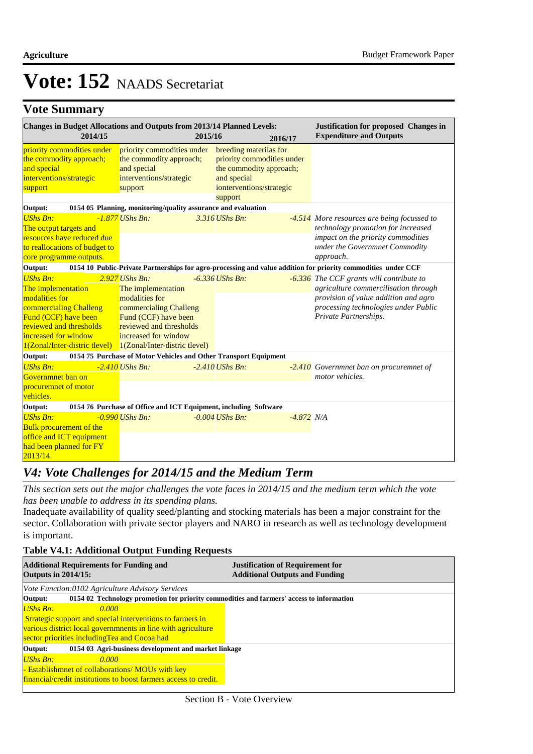# Vote: 152 NAADS Secretariat

## Vote Summary

| Changes in Budget Allocations and Outputs from 2013/14 Planned Levels: 2014/15 | 2015/16 | 2016/17 | Justification for proposed Changes in Expenditure and Outputs |
|---|---|---|---|
| priority commodities under the commodity approach; and special interventions/strategic support | priority commodities under the commodity approach; and special interventions/strategic support | breeding materilas for priority commodities under the commodity approach; and special iorterventions/strategic support | |
| **Output: 0154 05 Planning, monitoring/quality assurance and evaluation** | | | |
| *UShs Bn: -1.877* The output targets and resources have reduced due to reallocations of budget to core programme outputs. | *UShs Bn: 3.316* | *UShs Bn: -4.514* | *More resources are being focussed to technology promotion for increased impact on the priority commodities under the Governmnet Commodity approach.* |
| **Output: 0154 10 Public-Private Partnerships for agro-processing and value addition for priority commodities under CCF** | | | |
| *UShs Bn: 2.927* The implementation modalities for commercialing Challeng Fund (CCF) have been reviewed and thresholds increased for window 1(Zonal/Inter-distric tlevel) | *UShs Bn: -6.336* The implementation modalities for commercialing Challeng Fund (CCF) have been reviewed and thresholds increased for window 1(Zonal/Inter-distric tlevel) | *UShs Bn: -6.336* | *The CCF grants will contribute to agriculture commercilisation through provision of value addition and agro processing technologies under Public Private Partnerships.* |
| **Output: 0154 75 Purchase of Motor Vehicles and Other Transport Equipment** | | | |
| *UShs Bn: -2.410* Governmnet ban on procuremnet of motor vehicles. | *UShs Bn: -2.410* | *UShs Bn: -2.410* | *Governmnet ban on procuremnet of motor vehicles.* |
| **Output: 0154 76 Purchase of Office and ICT Equipment, including Software** | | | |
| *UShs Bn: -0.990* Bulk procurement of the office and ICT equipment had been planned for FY 2013/14. | *UShs Bn: -0.004* | *UShs Bn: -4.872* | *N/A* |

## *V4: Vote Challenges for 2014/15 and the Medium Term*

*This section sets out the major challenges the vote faces in 2014/15 and the medium term which the vote has been unable to address in its spending plans.*

Inadequate availability of quality seed/planting and stocking materials has been a major constraint for the sector. Collaboration with private sector players and NARO in research as well as technology development is important.

### Table V4.1: Additional Output Funding Requests

| Additional Requirements for Funding and Outputs in 2014/15: | Justification of Requirement for Additional Outputs and Funding |
|---|---|
| *Vote Function:0102 Agriculture Advisory Services* | |
| **Output: 0154 02 Technology promotion for priority commodities and farmers' access to information** | |
| *UShs Bn: 0.000* Strategic support and special interventions to farmers in various district local governmnents in line with agriculture sector priorities includingTea and Cocoa had | |
| **Output: 0154 03 Agri-business development and market linkage** | |
| *UShs Bn: 0.000* - Establishmnet of collaborations/ MOUs with key financial/credit institutions to boost farmers access to credit. | |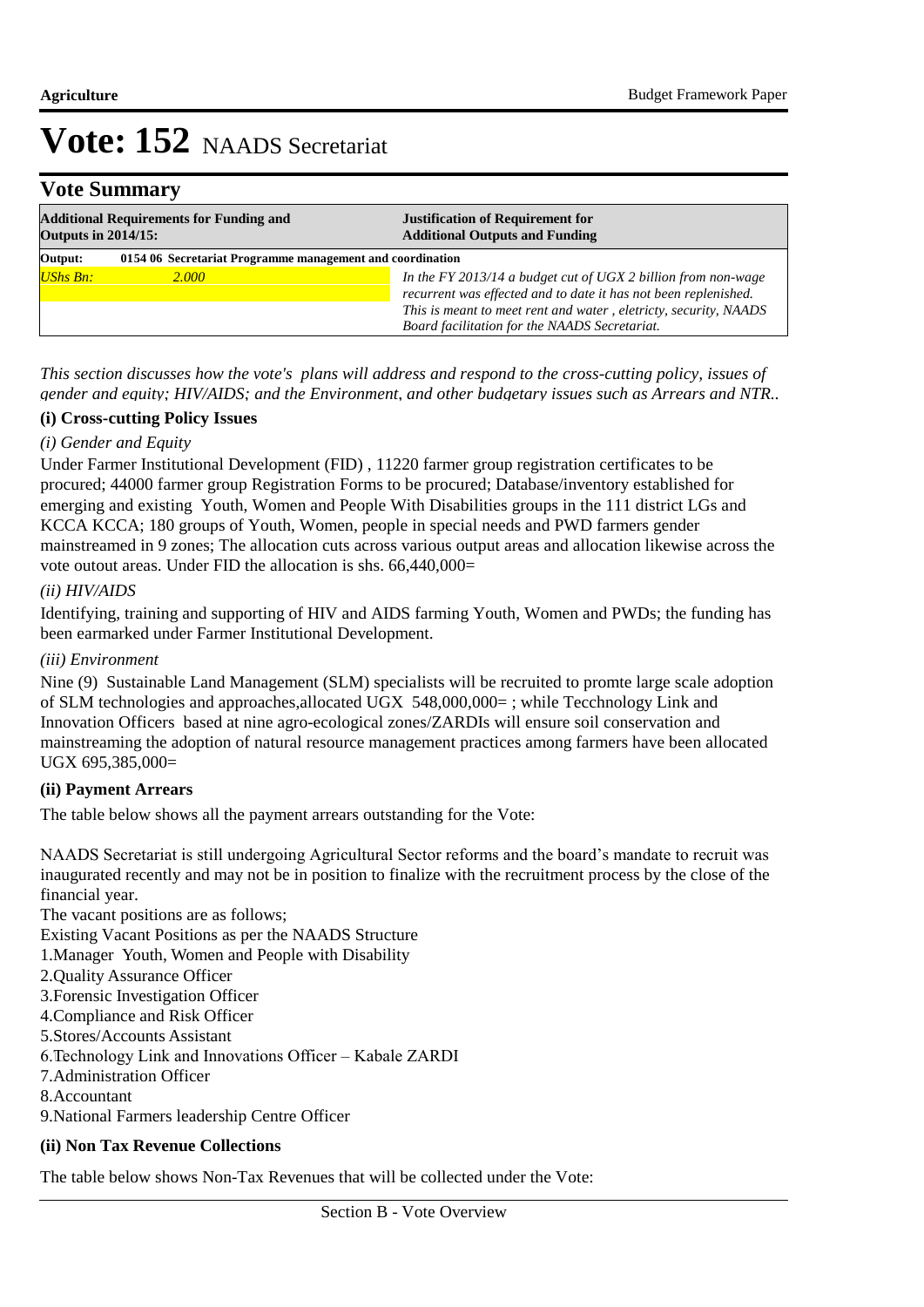# Vote: 152 NAADS Secretariat

## Vote Summary

| Additional Requirements for Funding and Outputs in 2014/15: | | Justification of Requirement for Additional Outputs and Funding |
|---|---|---|
| **Output:** | **0154 06 Secretariat Programme management and coordination** | |
| *UShs Bn:* | *2.000* | *In the FY 2013/14 a budget cut of UGX 2 billion from non-wage recurrent was effected and to date it has not been replenished. This is meant to meet rent and water , eletricty, security, NAADS Board facilitation for the NAADS Secretariat.* |

*This section discusses how the vote's plans will address and respond to the cross-cutting policy, issues of gender and equity; HIV/AIDS; and the Environment, and other budgetary issues such as Arrears and NTR..*

**(i) Cross-cutting Policy Issues**

*(i) Gender and Equity*

Under Farmer Institutional Development (FID) , 11220 farmer group registration certificates to be procured; 44000 farmer group Registration Forms to be procured; Database/inventory established for emerging and existing Youth, Women and People With Disabilities groups in the 111 district LGs and KCCA KCCA; 180 groups of Youth, Women, people in special needs and PWD farmers gender mainstreamed in 9 zones; The allocation cuts across various output areas and allocation likewise across the vote outout areas. Under FID the allocation is shs. 66,440,000=

*(ii) HIV/AIDS*

Identifying, training and supporting of HIV and AIDS farming Youth, Women and PWDs; the funding has been earmarked under Farmer Institutional Development.

*(iii) Environment*

Nine (9) Sustainable Land Management (SLM) specialists will be recruited to promte large scale adoption of SLM technologies and approaches,allocated UGX 548,000,000= ; while Tecchnology Link and Innovation Officers based at nine agro-ecological zones/ZARDIs will ensure soil conservation and mainstreaming the adoption of natural resource management practices among farmers have been allocated UGX 695,385,000=

**(ii) Payment Arrears**

The table below shows all the payment arrears outstanding for the Vote:

NAADS Secretariat is still undergoing Agricultural Sector reforms and the board's mandate to recruit was inaugurated recently and may not be in position to finalize with the recruitment process by the close of the financial year.

The vacant positions are as follows;

Existing Vacant Positions as per the NAADS Structure

1.Manager Youth, Women and People with Disability
2.Quality Assurance Officer
3.Forensic Investigation Officer
4.Compliance and Risk Officer
5.Stores/Accounts Assistant
6.Technology Link and Innovations Officer – Kabale ZARDI
7.Administration Officer
8.Accountant
9.National Farmers leadership Centre Officer

**(ii) Non Tax Revenue Collections**

The table below shows Non-Tax Revenues that will be collected under the Vote: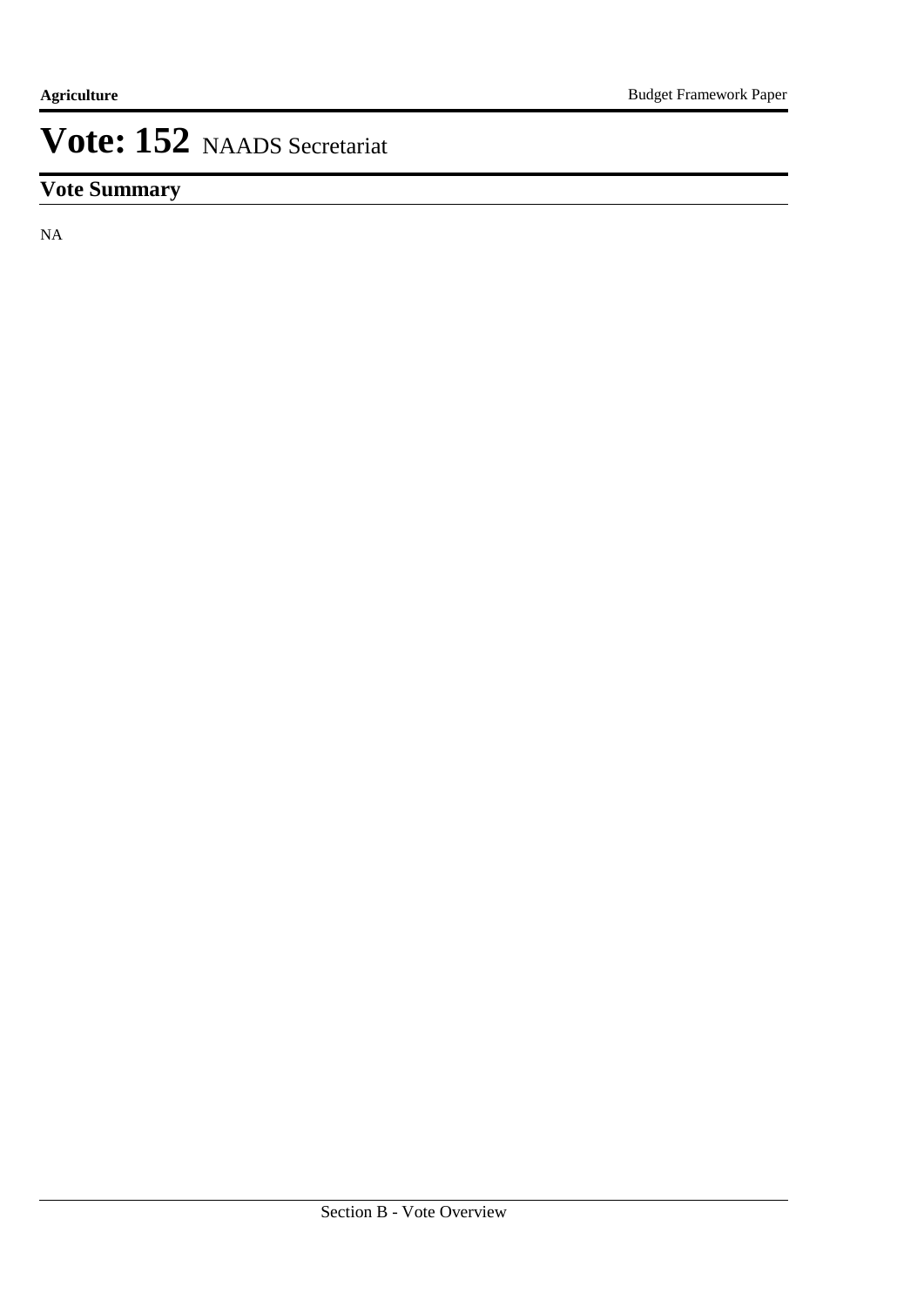# Vote: 152 NAADS Secretariat

## Vote Summary

NA